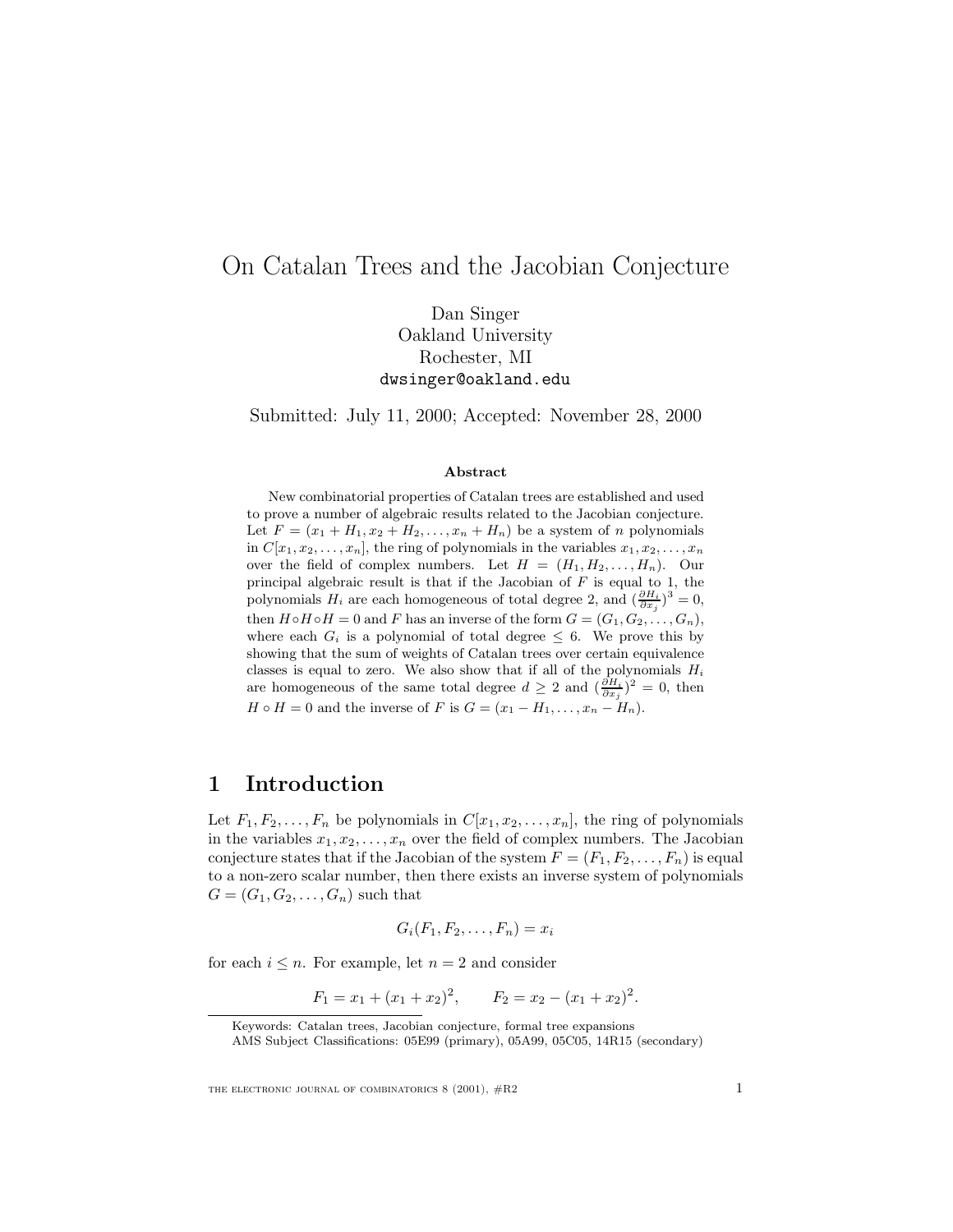# On Catalan Trees and the Jacobian Conjecture

Dan Singer
Oakland University
Rochester, MI
dwsinger@oakland.edu

Submitted: July 11, 2000; Accepted: November 28, 2000

### Abstract

New combinatorial properties of Catalan trees are established and used to prove a number of algebraic results related to the Jacobian conjecture. Let $F = (x_1 + H_1, x_2 + H_2, \ldots, x_n + H_n)$ be a system of $n$ polynomials in $C[x_1, x_2, \ldots, x_n]$, the ring of polynomials in the variables $x_1, x_2, \ldots, x_n$ over the field of complex numbers. Let $H = (H_1, H_2, \ldots, H_n)$. Our principal algebraic result is that if the Jacobian of $F$ is equal to 1, the polynomials $H_i$ are each homogeneous of total degree 2, and $(\frac{\partial H_i}{\partial x_j})^3 = 0$, then $H \circ H \circ H = 0$ and $F$ has an inverse of the form $G = (G_1, G_2, \ldots, G_n)$, where each $G_i$ is a polynomial of total degree $\leq 6$. We prove this by showing that the sum of weights of Catalan trees over certain equivalence classes is equal to zero. We also show that if all of the polynomials $H_i$ are homogeneous of the same total degree $d \geq 2$ and $(\frac{\partial H_i}{\partial x_j})^2 = 0$, then $H \circ H = 0$ and the inverse of $F$ is $G = (x_1 - H_1, \ldots, x_n - H_n)$.

## 1 Introduction

Let $F_1, F_2, \ldots, F_n$ be polynomials in $C[x_1, x_2, \ldots, x_n]$, the ring of polynomials in the variables $x_1, x_2, \ldots, x_n$ over the field of complex numbers. The Jacobian conjecture states that if the Jacobian of the system $F = (F_1, F_2, \ldots, F_n)$ is equal to a non-zero scalar number, then there exists an inverse system of polynomials $G = (G_1, G_2, \ldots, G_n)$ such that

$$G_i(F_1, F_2, \ldots, F_n) = x_i$$

for each $i \leq n$. For example, let $n = 2$ and consider

$$F_1 = x_1 + (x_1 + x_2)^2, \qquad F_2 = x_2 - (x_1 + x_2)^2.$$

Keywords: Catalan trees, Jacobian conjecture, formal tree expansions

AMS Subject Classifications: 05E99 (primary), 05A99, 05C05, 14R15 (secondary)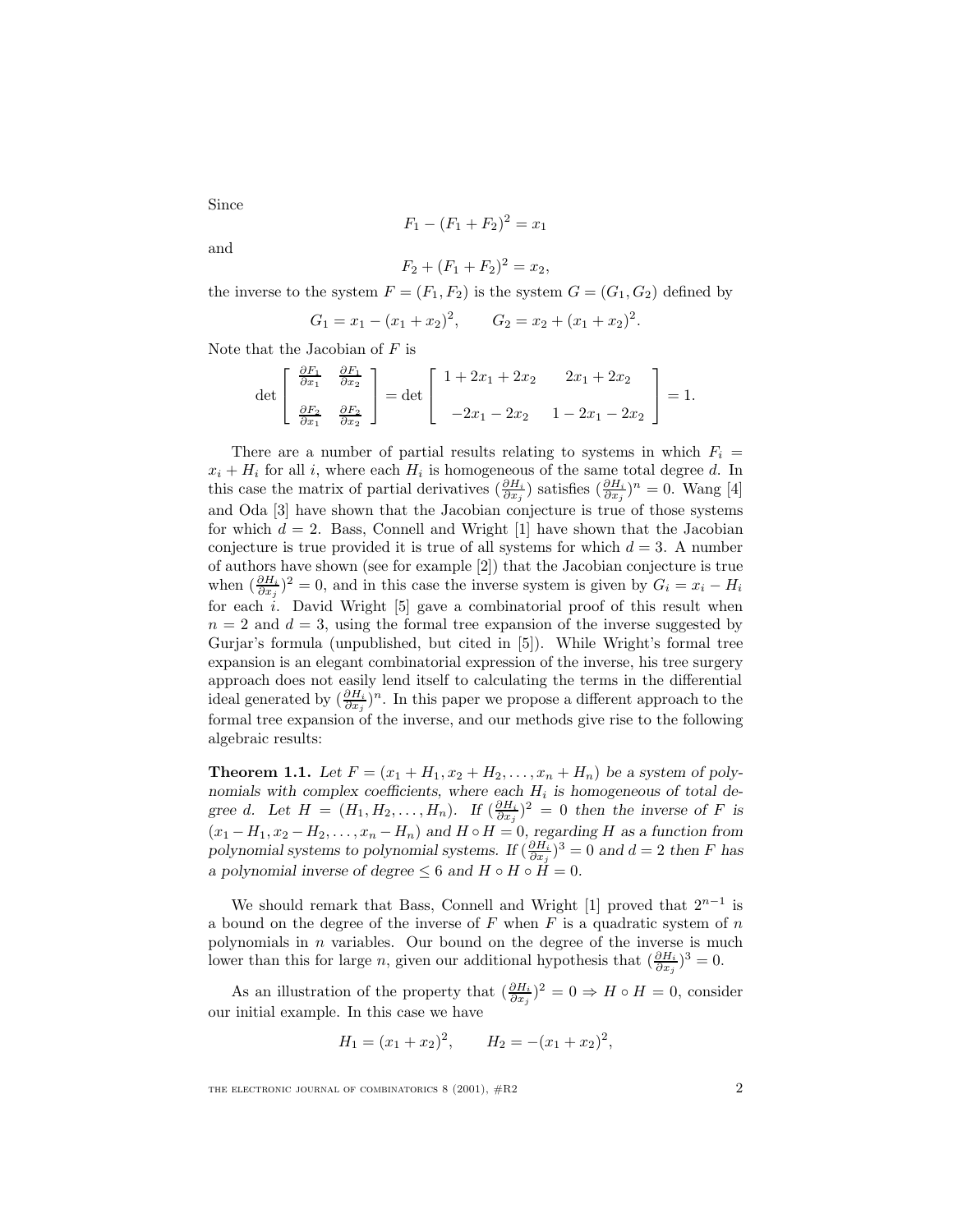Since

$$F_1 - (F_1 + F_2)^2 = x_1$$

and

$$F_2 + (F_1 + F_2)^2 = x_2,$$

the inverse to the system $F = (F_1, F_2)$ is the system $G = (G_1, G_2)$ defined by

$$G_1 = x_1 - (x_1 + x_2)^2, \qquad G_2 = x_2 + (x_1 + x_2)^2.$$

Note that the Jacobian of $F$ is

$$\det \begin{bmatrix} \frac{\partial F_1}{\partial x_1} & \frac{\partial F_1}{\partial x_2} \\ \\ \frac{\partial F_2}{\partial x_1} & \frac{\partial F_2}{\partial x_2} \end{bmatrix} = \det \begin{bmatrix} 1 + 2x_1 + 2x_2 & 2x_1 + 2x_2 \\ \\ -2x_1 - 2x_2 & 1 - 2x_1 - 2x_2 \end{bmatrix} = 1.$$

There are a number of partial results relating to systems in which $F_i = x_i + H_i$ for all $i$, where each $H_i$ is homogeneous of the same total degree $d$. In this case the matrix of partial derivatives $(\frac{\partial H_i}{\partial x_j})$ satisfies $(\frac{\partial H_i}{\partial x_j})^n = 0$. Wang [4] and Oda [3] have shown that the Jacobian conjecture is true of those systems for which $d = 2$. Bass, Connell and Wright [1] have shown that the Jacobian conjecture is true provided it is true of all systems for which $d = 3$. A number of authors have shown (see for example [2]) that the Jacobian conjecture is true when $(\frac{\partial H_i}{\partial x_j})^2 = 0$, and in this case the inverse system is given by $G_i = x_i - H_i$ for each $i$. David Wright [5] gave a combinatorial proof of this result when $n = 2$ and $d = 3$, using the formal tree expansion of the inverse suggested by Gurjar's formula (unpublished, but cited in [5]). While Wright's formal tree expansion is an elegant combinatorial expression of the inverse, his tree surgery approach does not easily lend itself to calculating the terms in the differential ideal generated by $(\frac{\partial H_i}{\partial x_j})^n$. In this paper we propose a different approach to the formal tree expansion of the inverse, and our methods give rise to the following algebraic results:

**Theorem 1.1.** *Let $F = (x_1 + H_1, x_2 + H_2, \ldots, x_n + H_n)$ be a system of polynomials with complex coefficients, where each $H_i$ is homogeneous of total degree $d$. Let $H = (H_1, H_2, \ldots, H_n)$. If $(\frac{\partial H_i}{\partial x_j})^2 = 0$ then the inverse of $F$ is $(x_1 - H_1, x_2 - H_2, \ldots, x_n - H_n)$ and $H \circ H = 0$, regarding $H$ as a function from polynomial systems to polynomial systems. If $(\frac{\partial H_i}{\partial x_j})^3 = 0$ and $d = 2$ then $F$ has a polynomial inverse of degree $\leq 6$ and $H \circ H \circ H = 0$.*

We should remark that Bass, Connell and Wright [1] proved that $2^{n-1}$ is a bound on the degree of the inverse of $F$ when $F$ is a quadratic system of $n$ polynomials in $n$ variables. Our bound on the degree of the inverse is much lower than this for large $n$, given our additional hypothesis that $(\frac{\partial H_i}{\partial x_j})^3 = 0$.

As an illustration of the property that $(\frac{\partial H_i}{\partial x_j})^2 = 0 \Rightarrow H \circ H = 0$, consider our initial example. In this case we have

$$H_1 = (x_1 + x_2)^2, \qquad H_2 = -(x_1 + x_2)^2,$$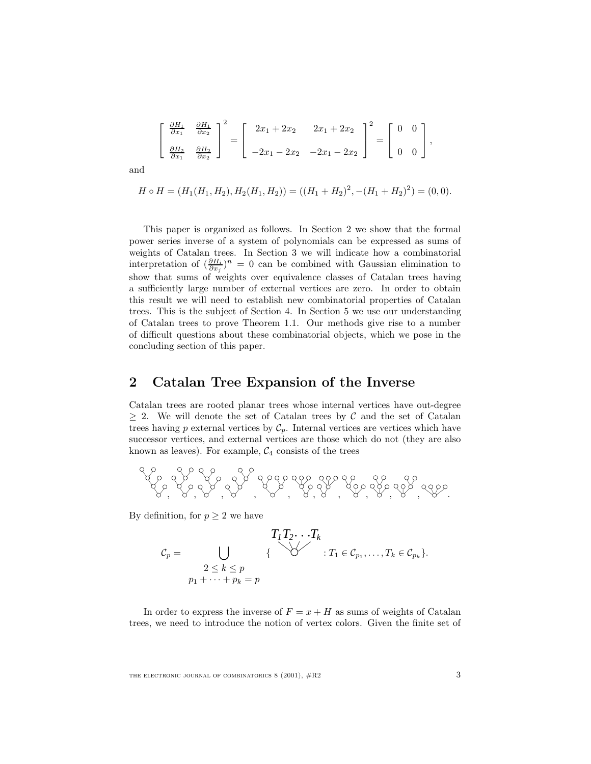$$\begin{bmatrix} \frac{\partial H_1}{\partial x_1} & \frac{\partial H_1}{\partial x_2} \\ \frac{\partial H_2}{\partial x_1} & \frac{\partial H_2}{\partial x_2} \end{bmatrix}^2 = \begin{bmatrix} 2x_1 + 2x_2 & 2x_1 + 2x_2 \\ -2x_1 - 2x_2 & -2x_1 - 2x_2 \end{bmatrix}^2 = \begin{bmatrix} 0 & 0 \\ 0 & 0 \end{bmatrix},$$

and

$$H \circ H = (H_1(H_1, H_2), H_2(H_1, H_2)) = ((H_1 + H_2)^2, -(H_1 + H_2)^2) = (0, 0).$$

This paper is organized as follows. In Section 2 we show that the formal power series inverse of a system of polynomials can be expressed as sums of weights of Catalan trees. In Section 3 we will indicate how a combinatorial interpretation of $(\frac{\partial H_i}{\partial x_j})^n = 0$ can be combined with Gaussian elimination to show that sums of weights over equivalence classes of Catalan trees having a sufficiently large number of external vertices are zero. In order to obtain this result we will need to establish new combinatorial properties of Catalan trees. This is the subject of Section 4. In Section 5 we use our understanding of Catalan trees to prove Theorem 1.1. Our methods give rise to a number of difficult questions about these combinatorial objects, which we pose in the concluding section of this paper.

## 2 Catalan Tree Expansion of the Inverse

Catalan trees are rooted planar trees whose internal vertices have out-degree $\geq 2$. We will denote the set of Catalan trees by $\mathcal{C}$ and the set of Catalan trees having $p$ external vertices by $\mathcal{C}_p$. Internal vertices are vertices which have successor vertices, and external vertices are those which do not (they are also known as leaves). For example, $\mathcal{C}_4$ consists of the trees

[11 tree diagrams]

By definition, for $p \geq 2$ we have

$$\mathcal{C}_p = \bigcup_{\substack{2 \leq k \leq p \\ p_1 + \cdots + p_k = p}} \{ \text{tree with root and subtrees } T_1 T_2 \cdots T_k : T_1 \in \mathcal{C}_{p_1}, \ldots, T_k \in \mathcal{C}_{p_k} \}.$$

In order to express the inverse of $F = x + H$ as sums of weights of Catalan trees, we need to introduce the notion of vertex colors. Given the finite set of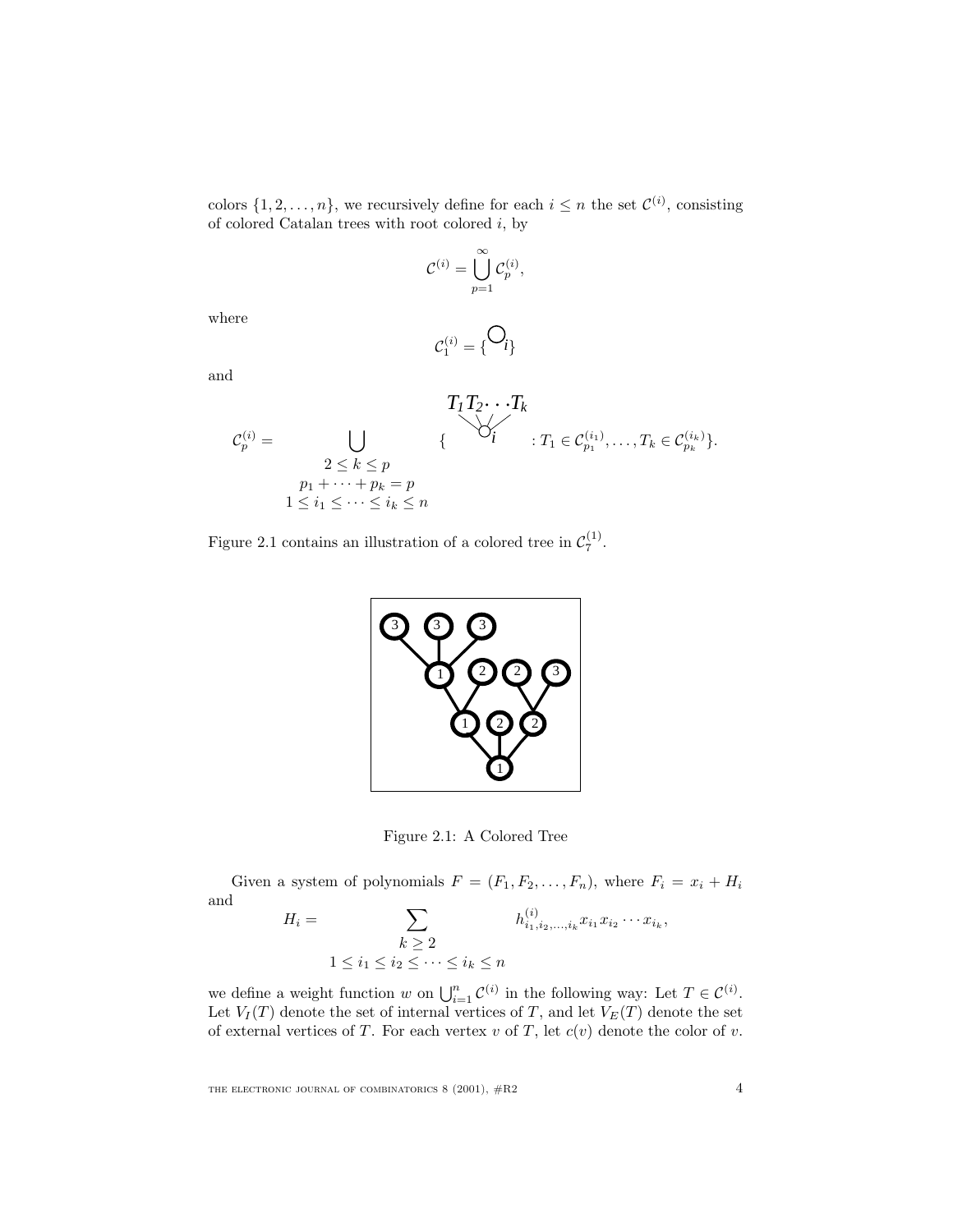colors $\{1, 2, \ldots, n\}$, we recursively define for each $i \leq n$ the set $\mathcal{C}^{(i)}$, consisting of colored Catalan trees with root colored $i$, by

$$\mathcal{C}^{(i)} = \bigcup_{p=1}^{\infty} \mathcal{C}_p^{(i)},$$

where

$$\mathcal{C}_1^{(i)} = \{ \bigcirc_i \}$$

and

$$\mathcal{C}_p^{(i)} = \bigcup_{\substack{2 \leq k \leq p \\ p_1 + \cdots + p_k = p \\ 1 \leq i_1 \leq \cdots \leq i_k \leq n}} \{ \overset{T_1 T_2 \cdots T_k}{\underset{i}{\bigcirc}} : T_1 \in \mathcal{C}_{p_1}^{(i_1)}, \ldots, T_k \in \mathcal{C}_{p_k}^{(i_k)} \}.$$

Figure 2.1 contains an illustration of a colored tree in $\mathcal{C}_7^{(1)}$.

Figure 2.1: A Colored Tree

Given a system of polynomials $F = (F_1, F_2, \ldots, F_n)$, where $F_i = x_i + H_i$ and

$$H_i = \sum_{\substack{k \geq 2 \\ 1 \leq i_1 \leq i_2 \leq \cdots \leq i_k \leq n}} h_{i_1, i_2, \ldots, i_k}^{(i)} x_{i_1} x_{i_2} \cdots x_{i_k},$$

we define a weight function $w$ on $\bigcup_{i=1}^{n} \mathcal{C}^{(i)}$ in the following way: Let $T \in \mathcal{C}^{(i)}$. Let $V_I(T)$ denote the set of internal vertices of $T$, and let $V_E(T)$ denote the set of external vertices of $T$. For each vertex $v$ of $T$, let $c(v)$ denote the color of $v$.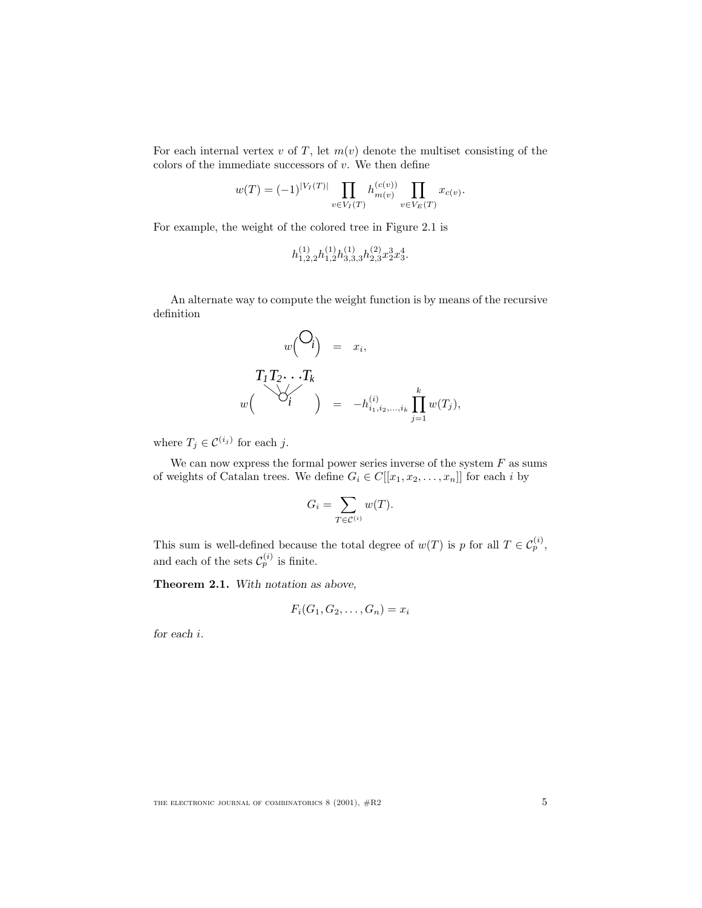For each internal vertex $v$ of $T$, let $m(v)$ denote the multiset consisting of the colors of the immediate successors of $v$. We then define

$$w(T) = (-1)^{|V_I(T)|} \prod_{v \in V_I(T)} h^{(c(v))}_{m(v)} \prod_{v \in V_E(T)} x_{c(v)}.$$

For example, the weight of the colored tree in Figure 2.1 is

$$h^{(1)}_{1,2,2} h^{(1)}_{1,2} h^{(1)}_{3,3,3} h^{(2)}_{2,3} x_2^3 x_3^4.$$

An alternate way to compute the weight function is by means of the recursive definition

$$w\Big(\bigcirc_i\Big) = x_i,$$

$$w\Big(\text{root } i \text{ with subtrees } T_1 T_2 \cdots T_k\Big) = -h^{(i)}_{i_1,i_2,\ldots,i_k} \prod_{j=1}^{k} w(T_j),$$

where $T_j \in \mathcal{C}^{(i_j)}$ for each $j$.

We can now express the formal power series inverse of the system $F$ as sums of weights of Catalan trees. We define $G_i \in C[[x_1, x_2, \ldots, x_n]]$ for each $i$ by

$$G_i = \sum_{T \in \mathcal{C}^{(i)}} w(T).$$

This sum is well-defined because the total degree of $w(T)$ is $p$ for all $T \in \mathcal{C}^{(i)}_p$, and each of the sets $\mathcal{C}^{(i)}_p$ is finite.

**Theorem 2.1.** *With notation as above,*

$$F_i(G_1, G_2, \ldots, G_n) = x_i$$

*for each* $i$.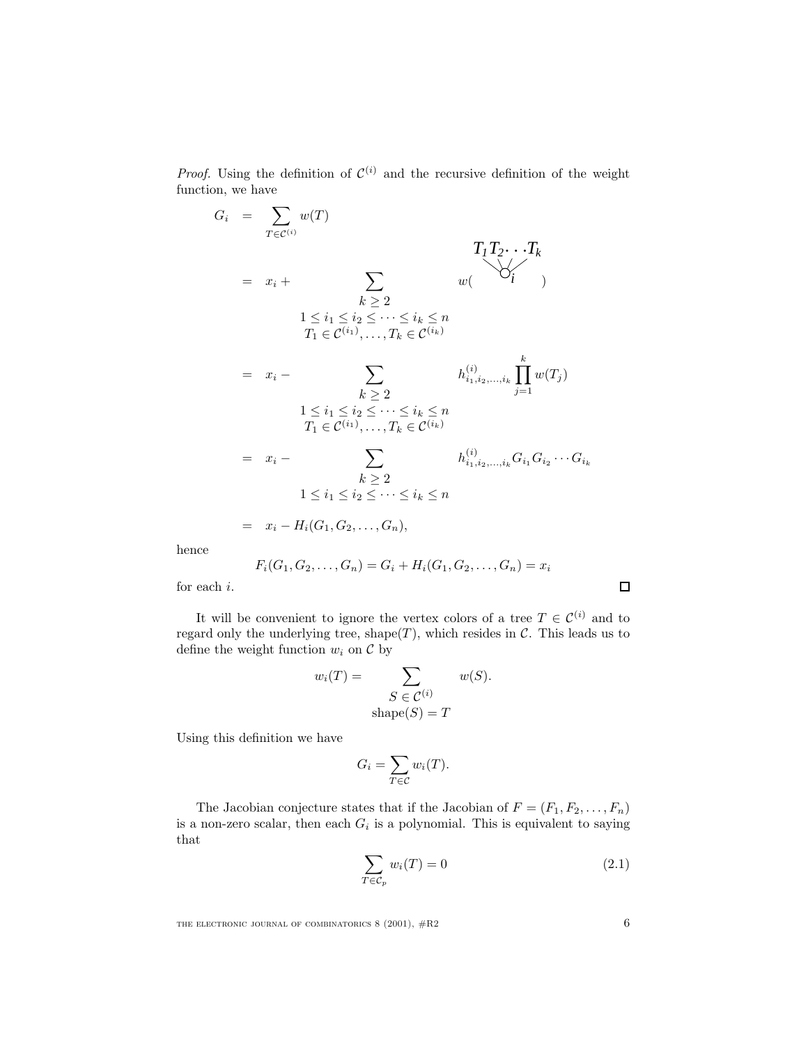*Proof.* Using the definition of $\mathcal{C}^{(i)}$ and the recursive definition of the weight function, we have

$$
\begin{aligned}
G_i &= \sum_{T \in \mathcal{C}^{(i)}} w(T) \\
&= x_i + \sum_{\substack{k \geq 2 \\ 1 \leq i_1 \leq i_2 \leq \cdots \leq i_k \leq n \\ T_1 \in \mathcal{C}^{(i_1)}, \ldots, T_k \in \mathcal{C}^{(i_k)}}} w\left( \begin{array}{c} T_1 T_2 \cdots T_k \\ \diagdown \; | \; \diagup \\ \circ\, i \end{array} \right) \\
&= x_i - \sum_{\substack{k \geq 2 \\ 1 \leq i_1 \leq i_2 \leq \cdots \leq i_k \leq n \\ T_1 \in \mathcal{C}^{(i_1)}, \ldots, T_k \in \mathcal{C}^{(i_k)}}} h^{(i)}_{i_1, i_2, \ldots, i_k} \prod_{j=1}^{k} w(T_j) \\
&= x_i - \sum_{\substack{k \geq 2 \\ 1 \leq i_1 \leq i_2 \leq \cdots \leq i_k \leq n}} h^{(i)}_{i_1, i_2, \ldots, i_k} G_{i_1} G_{i_2} \cdots G_{i_k} \\
&= x_i - H_i(G_1, G_2, \ldots, G_n),
\end{aligned}
$$

hence

$$F_i(G_1, G_2, \ldots, G_n) = G_i + H_i(G_1, G_2, \ldots, G_n) = x_i$$

for each $i$. □

It will be convenient to ignore the vertex colors of a tree $T \in \mathcal{C}^{(i)}$ and to regard only the underlying tree, $\text{shape}(T)$, which resides in $\mathcal{C}$. This leads us to define the weight function $w_i$ on $\mathcal{C}$ by

$$w_i(T) = \sum_{\substack{S \in \mathcal{C}^{(i)} \\ \text{shape}(S) = T}} w(S).$$

Using this definition we have

$$G_i = \sum_{T \in \mathcal{C}} w_i(T).$$

The Jacobian conjecture states that if the Jacobian of $F = (F_1, F_2, \ldots, F_n)$ is a non-zero scalar, then each $G_i$ is a polynomial. This is equivalent to saying that

$$\sum_{T \in \mathcal{C}_p} w_i(T) = 0 \tag{2.1}$$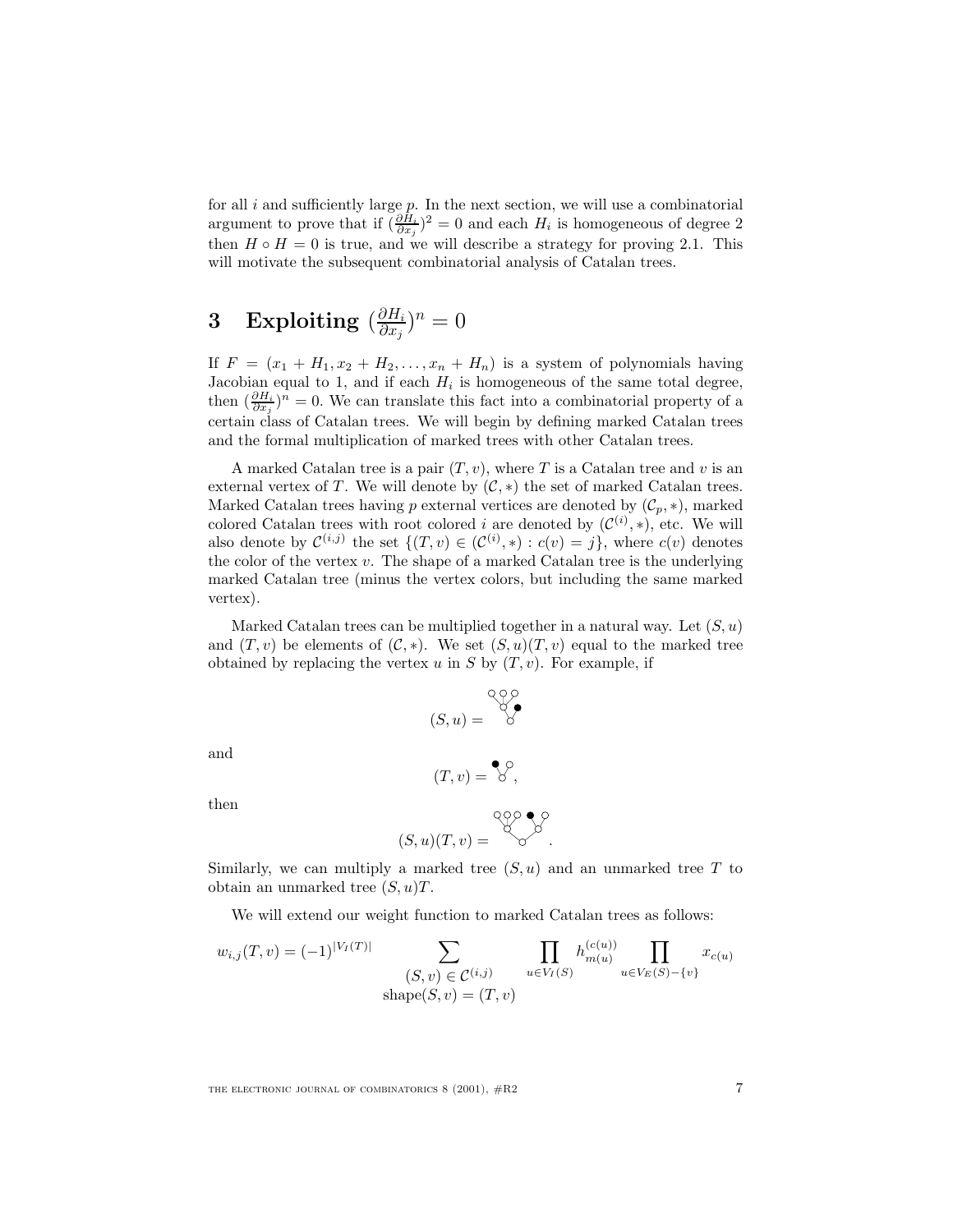for all $i$ and sufficiently large $p$. In the next section, we will use a combinatorial argument to prove that if $(\frac{\partial H_i}{\partial x_j})^2 = 0$ and each $H_i$ is homogeneous of degree 2 then $H \circ H = 0$ is true, and we will describe a strategy for proving 2.1. This will motivate the subsequent combinatorial analysis of Catalan trees.

# 3 Exploiting $(\frac{\partial H_i}{\partial x_j})^n = 0$

If $F = (x_1 + H_1, x_2 + H_2, \ldots, x_n + H_n)$ is a system of polynomials having Jacobian equal to 1, and if each $H_i$ is homogeneous of the same total degree, then $(\frac{\partial H_i}{\partial x_j})^n = 0$. We can translate this fact into a combinatorial property of a certain class of Catalan trees. We will begin by defining marked Catalan trees and the formal multiplication of marked trees with other Catalan trees.

A marked Catalan tree is a pair $(T, v)$, where $T$ is a Catalan tree and $v$ is an external vertex of $T$. We will denote by $(\mathcal{C}, *)$ the set of marked Catalan trees. Marked Catalan trees having $p$ external vertices are denoted by $(\mathcal{C}_p, *)$, marked colored Catalan trees with root colored $i$ are denoted by $(\mathcal{C}^{(i)}, *)$, etc. We will also denote by $\mathcal{C}^{(i,j)}$ the set $\{(T, v) \in (\mathcal{C}^{(i)}, *) : c(v) = j\}$, where $c(v)$ denotes the color of the vertex $v$. The shape of a marked Catalan tree is the underlying marked Catalan tree (minus the vertex colors, but including the same marked vertex).

Marked Catalan trees can be multiplied together in a natural way. Let $(S, u)$ and $(T, v)$ be elements of $(\mathcal{C}, *)$. We set $(S, u)(T, v)$ equal to the marked tree obtained by replacing the vertex $u$ in $S$ by $(T, v)$. For example, if

$$(S, u) =$$

and

$$(T, v) = ,$$

then

$$(S, u)(T, v) = .$$

Similarly, we can multiply a marked tree $(S, u)$ and an unmarked tree $T$ to obtain an unmarked tree $(S, u)T$.

We will extend our weight function to marked Catalan trees as follows:

$$w_{i,j}(T, v) = (-1)^{|V_I(T)|} \sum_{\substack{(S, v) \in \mathcal{C}^{(i,j)} \\ \text{shape}(S, v) = (T, v)}} \prod_{u \in V_I(S)} h_{m(u)}^{(c(u))} \prod_{u \in V_E(S) - \{v\}} x_{c(u)}$$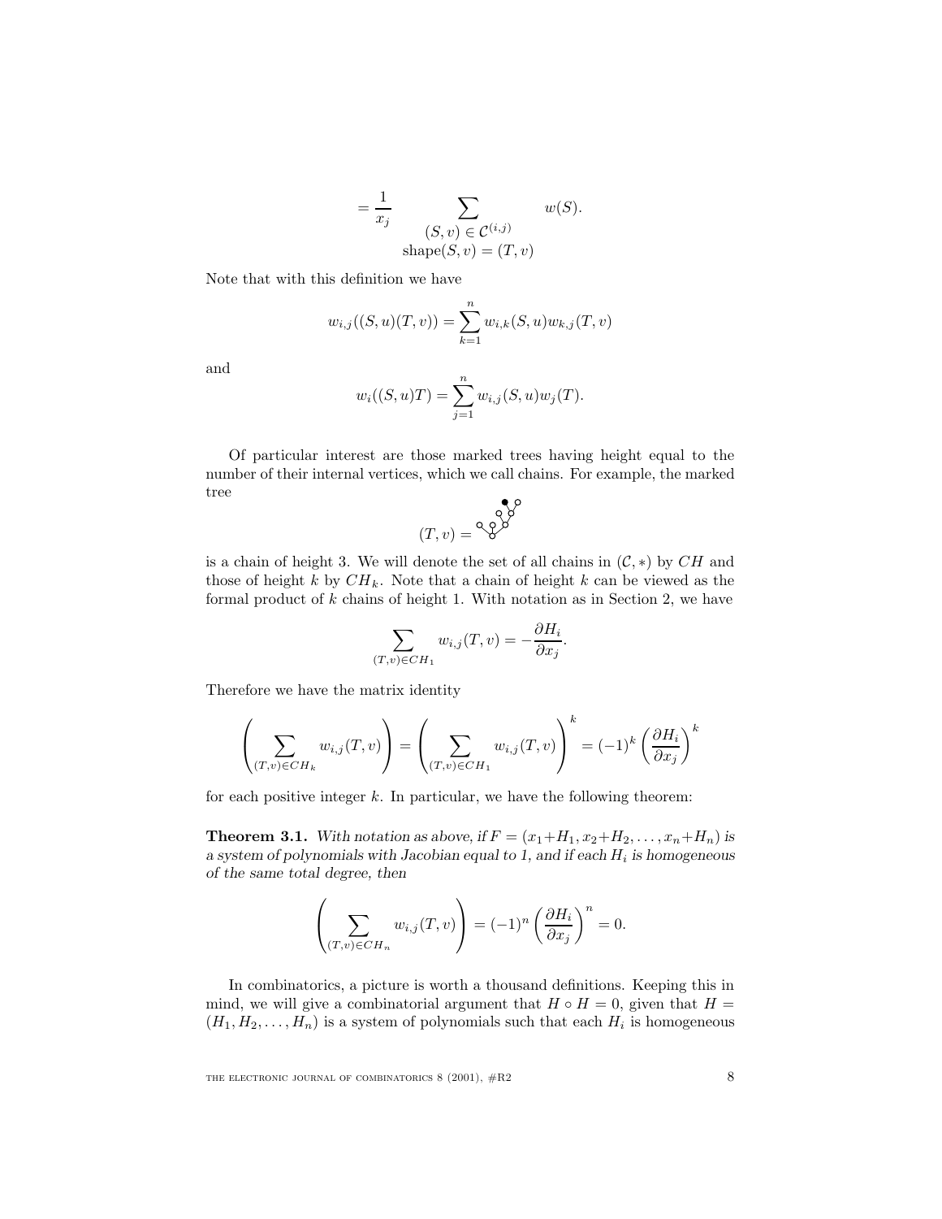$$= \frac{1}{x_j} \sum_{\substack{(S,v) \in \mathcal{C}^{(i,j)} \\ \text{shape}(S,v) = (T,v)}} w(S).$$

Note that with this definition we have

$$w_{i,j}((S,u)(T,v)) = \sum_{k=1}^{n} w_{i,k}(S,u) w_{k,j}(T,v)$$

and

$$w_i((S,u)T) = \sum_{j=1}^{n} w_{i,j}(S,u) w_j(T).$$

Of particular interest are those marked trees having height equal to the number of their internal vertices, which we call chains. For example, the marked tree

$$(T,v) =$$

is a chain of height 3. We will denote the set of all chains in $(\mathcal{C},*)$ by $CH$ and those of height $k$ by $CH_k$. Note that a chain of height $k$ can be viewed as the formal product of $k$ chains of height 1. With notation as in Section 2, we have

$$\sum_{(T,v) \in CH_1} w_{i,j}(T,v) = -\frac{\partial H_i}{\partial x_j}.$$

Therefore we have the matrix identity

$$\left( \sum_{(T,v) \in CH_k} w_{i,j}(T,v) \right) = \left( \sum_{(T,v) \in CH_1} w_{i,j}(T,v) \right)^k = (-1)^k \left( \frac{\partial H_i}{\partial x_j} \right)^k$$

for each positive integer $k$. In particular, we have the following theorem:

**Theorem 3.1.** *With notation as above, if $F = (x_1 + H_1, x_2 + H_2, \ldots, x_n + H_n)$ is a system of polynomials with Jacobian equal to 1, and if each $H_i$ is homogeneous of the same total degree, then*

$$\left( \sum_{(T,v) \in CH_n} w_{i,j}(T,v) \right) = (-1)^n \left( \frac{\partial H_i}{\partial x_j} \right)^n = 0.$$

In combinatorics, a picture is worth a thousand definitions. Keeping this in mind, we will give a combinatorial argument that $H \circ H = 0$, given that $H = (H_1, H_2, \ldots, H_n)$ is a system of polynomials such that each $H_i$ is homogeneous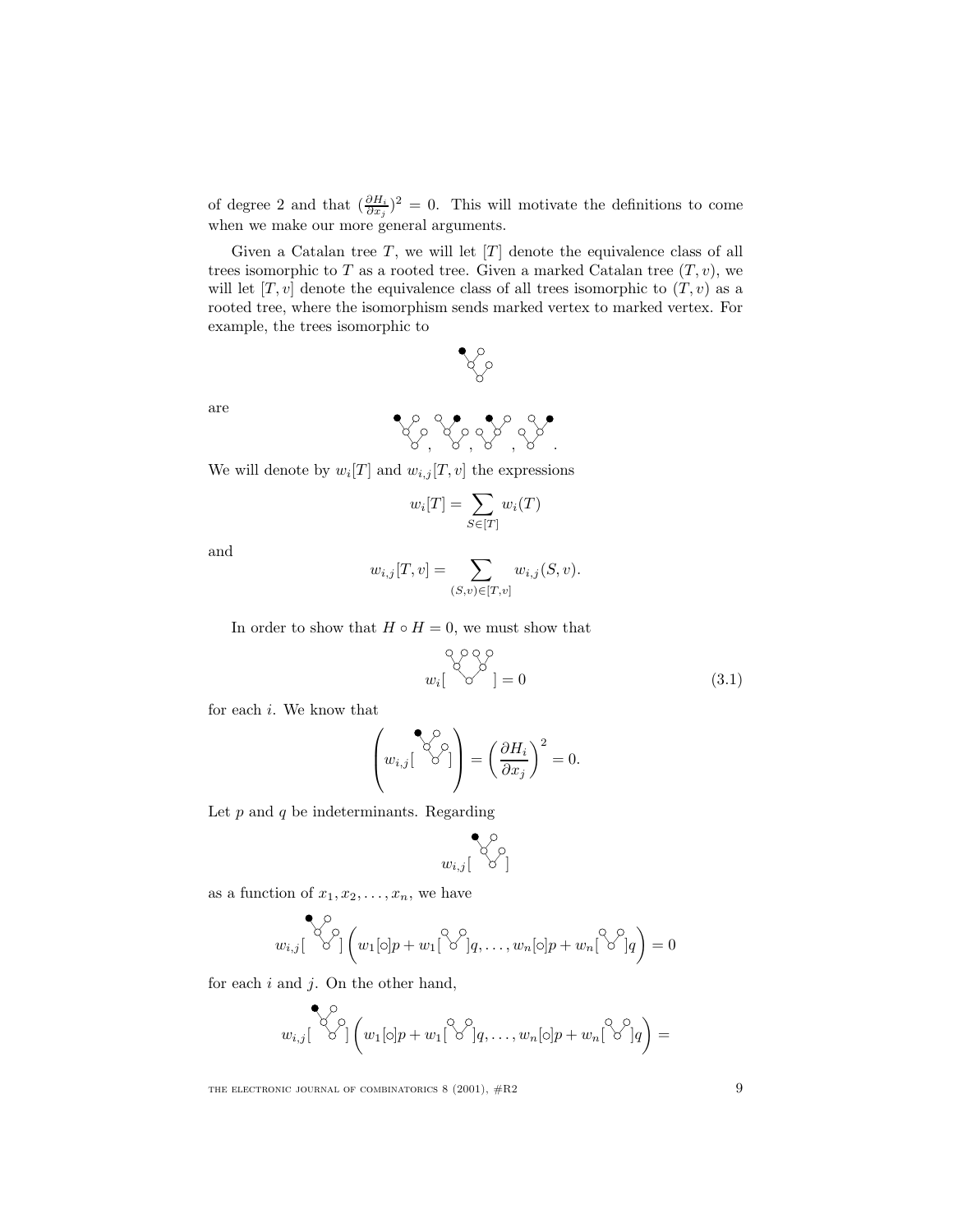of degree 2 and that $(\frac{\partial H_i}{\partial x_j})^2 = 0$. This will motivate the definitions to come when we make our more general arguments.

Given a Catalan tree $T$, we will let $[T]$ denote the equivalence class of all trees isomorphic to $T$ as a rooted tree. Given a marked Catalan tree $(T, v)$, we will let $[T, v]$ denote the equivalence class of all trees isomorphic to $(T, v)$ as a rooted tree, where the isomorphism sends marked vertex to marked vertex. For example, the trees isomorphic to

are

We will denote by $w_i[T]$ and $w_{i,j}[T, v]$ the expressions

$$w_i[T] = \sum_{S \in [T]} w_i(T)$$

and

$$w_{i,j}[T, v] = \sum_{(S,v) \in [T,v]} w_{i,j}(S, v).$$

In order to show that $H \circ H = 0$, we must show that

$$w_i[\ ] = 0 \tag{3.1}$$

for each $i$. We know that

$$\left( w_{i,j}[\ ] \right) = \left( \frac{\partial H_i}{\partial x_j} \right)^2 = 0.$$

Let $p$ and $q$ be indeterminants. Regarding

$$w_{i,j}[\ ]$$

as a function of $x_1, x_2, \ldots, x_n$, we have

$$w_{i,j}[\ ] \left( w_1[\circ]p + w_1[\ ]q, \ldots, w_n[\circ]p + w_n[\ ]q \right) = 0$$

for each $i$ and $j$. On the other hand,

$$w_{i,j}[\ ] \left( w_1[\circ]p + w_1[\ ]q, \ldots, w_n[\circ]p + w_n[\ ]q \right) =$$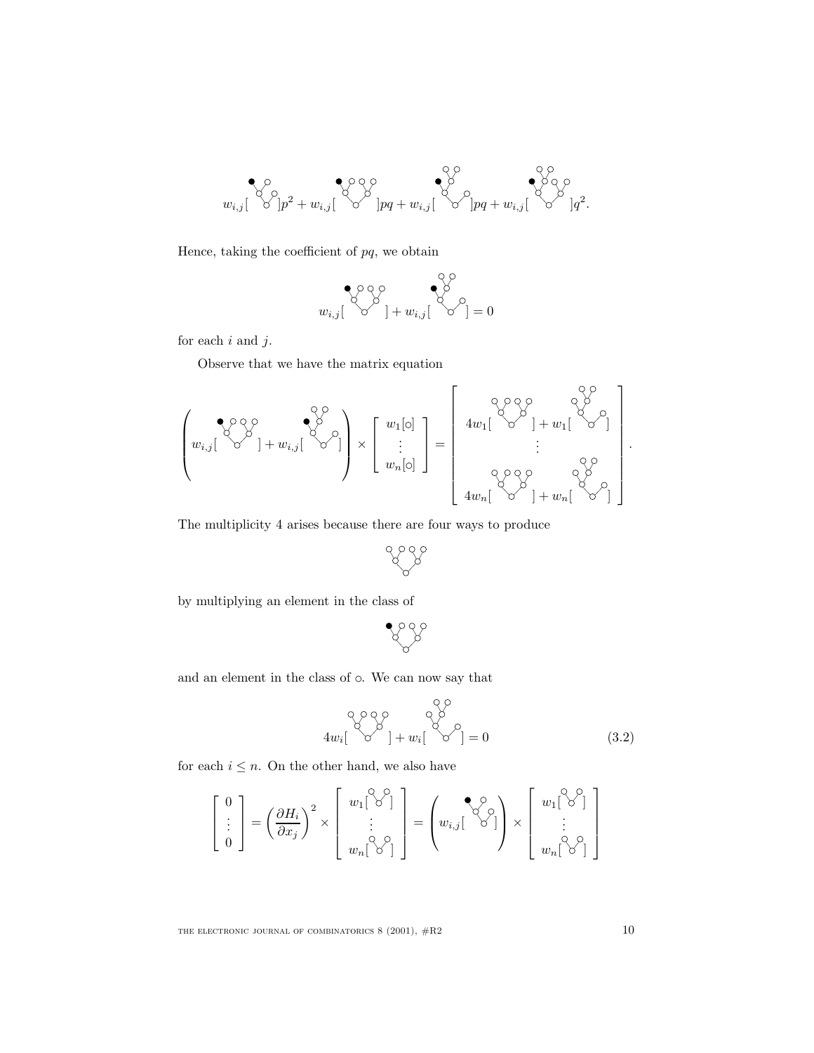$$w_{i,j}[\;\cdot\;]p^2 + w_{i,j}[\;\cdot\;]pq + w_{i,j}[\;\cdot\;]pq + w_{i,j}[\;\cdot\;]q^2.$$

Hence, taking the coefficient of $pq$, we obtain

$$w_{i,j}[\;\cdot\;] + w_{i,j}[\;\cdot\;] = 0$$

for each $i$ and $j$.

Observe that we have the matrix equation

$$\left( w_{i,j}[\;\cdot\;] + w_{i,j}[\;\cdot\;] \right) \times \begin{bmatrix} w_1[\circ] \\ \vdots \\ w_n[\circ] \end{bmatrix} = \begin{bmatrix} 4w_1[\;\cdot\;] + w_1[\;\cdot\;] \\ \vdots \\ 4w_n[\;\cdot\;] + w_n[\;\cdot\;] \end{bmatrix}.$$

The multiplicity 4 arises because there are four ways to produce

by multiplying an element in the class of

and an element in the class of $\circ$. We can now say that

$$4w_i[\;\cdot\;] + w_i[\;\cdot\;] = 0 \tag{3.2}$$

for each $i \leq n$. On the other hand, we also have

$$\begin{bmatrix} 0 \\ \vdots \\ 0 \end{bmatrix} = \left(\frac{\partial H_i}{\partial x_j}\right)^2 \times \begin{bmatrix} w_1[\;\cdot\;] \\ \vdots \\ w_n[\;\cdot\;] \end{bmatrix} = \left( w_{i,j}[\;\cdot\;] \right) \times \begin{bmatrix} w_1[\;\cdot\;] \\ \vdots \\ w_n[\;\cdot\;] \end{bmatrix}$$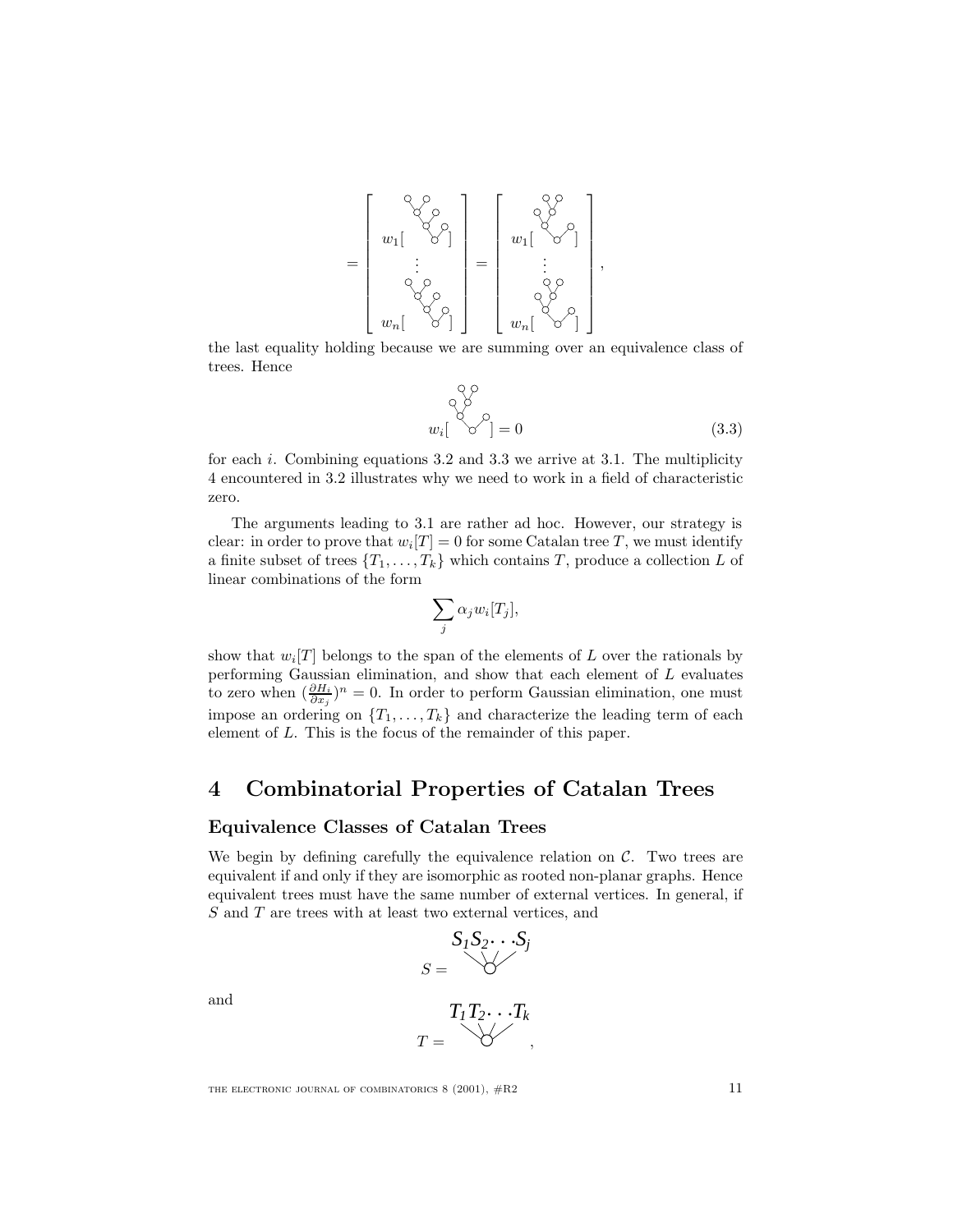$$
= \begin{bmatrix} w_1[\;\cdot\;] \\ \vdots \\ w_n[\;\cdot\;] \end{bmatrix} = \begin{bmatrix} w_1[\;\cdot\;] \\ \vdots \\ w_n[\;\cdot\;] \end{bmatrix},
$$

the last equality holding because we are summing over an equivalence class of trees. Hence

$$
w_i[\;\cdot\;] = 0 \tag{3.3}
$$

for each $i$. Combining equations 3.2 and 3.3 we arrive at 3.1. The multiplicity 4 encountered in 3.2 illustrates why we need to work in a field of characteristic zero.

The arguments leading to 3.1 are rather ad hoc. However, our strategy is clear: in order to prove that $w_i[T] = 0$ for some Catalan tree $T$, we must identify a finite subset of trees $\{T_1, \ldots, T_k\}$ which contains $T$, produce a collection $L$ of linear combinations of the form

$$
\sum_j \alpha_j w_i[T_j],
$$

show that $w_i[T]$ belongs to the span of the elements of $L$ over the rationals by performing Gaussian elimination, and show that each element of $L$ evaluates to zero when $(\frac{\partial H_i}{\partial x_j})^n = 0$. In order to perform Gaussian elimination, one must impose an ordering on $\{T_1, \ldots, T_k\}$ and characterize the leading term of each element of $L$. This is the focus of the remainder of this paper.

# 4 Combinatorial Properties of Catalan Trees

### Equivalence Classes of Catalan Trees

We begin by defining carefully the equivalence relation on $\mathcal{C}$. Two trees are equivalent if and only if they are isomorphic as rooted non-planar graphs. Hence equivalent trees must have the same number of external vertices. In general, if $S$ and $T$ are trees with at least two external vertices, and

$$
S = \overset{S_1 S_2 \cdots S_j}{\circ}
$$

and

$$
T = \overset{T_1 T_2 \cdots T_k}{\circ},
$$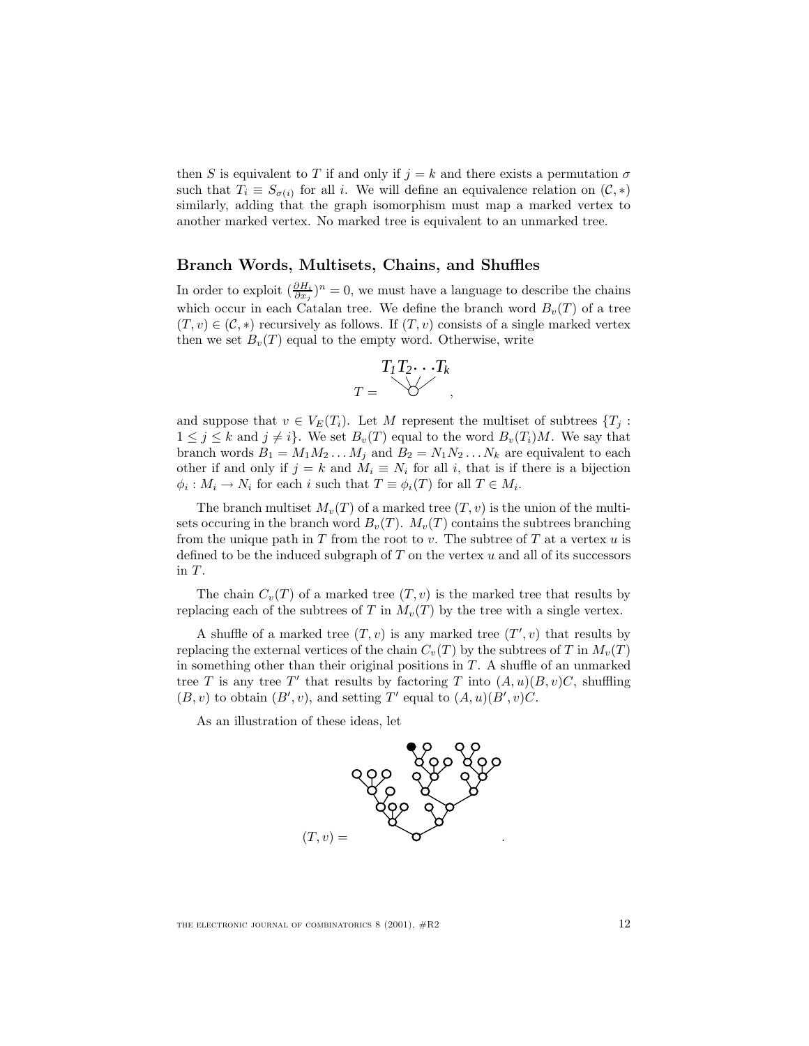then $S$ is equivalent to $T$ if and only if $j = k$ and there exists a permutation $\sigma$ such that $T_i \equiv S_{\sigma(i)}$ for all $i$. We will define an equivalence relation on $(\mathcal{C}, *)$ similarly, adding that the graph isomorphism must map a marked vertex to another marked vertex. No marked tree is equivalent to an unmarked tree.

## Branch Words, Multisets, Chains, and Shuffles

In order to exploit $(\frac{\partial H_i}{\partial x_j})^n = 0$, we must have a language to describe the chains which occur in each Catalan tree. We define the branch word $B_v(T)$ of a tree $(T, v) \in (\mathcal{C}, *)$ recursively as follows. If $(T, v)$ consists of a single marked vertex then we set $B_v(T)$ equal to the empty word. Otherwise, write

$$T = \overset{T_1 T_2 \cdots T_k}{\diagdown\!\!\diagup\!\!\!\bigcirc} ,$$

and suppose that $v \in V_E(T_i)$. Let $M$ represent the multiset of subtrees $\{T_j : 1 \leq j \leq k \text{ and } j \neq i\}$. We set $B_v(T)$ equal to the word $B_v(T_i)M$. We say that branch words $B_1 = M_1 M_2 \ldots M_j$ and $B_2 = N_1 N_2 \ldots N_k$ are equivalent to each other if and only if $j = k$ and $M_i \equiv N_i$ for all $i$, that is if there is a bijection $\phi_i : M_i \to N_i$ for each $i$ such that $T \equiv \phi_i(T)$ for all $T \in M_i$.

The branch multiset $M_v(T)$ of a marked tree $(T, v)$ is the union of the multisets occuring in the branch word $B_v(T)$. $M_v(T)$ contains the subtrees branching from the unique path in $T$ from the root to $v$. The subtree of $T$ at a vertex $u$ is defined to be the induced subgraph of $T$ on the vertex $u$ and all of its successors in $T$.

The chain $C_v(T)$ of a marked tree $(T, v)$ is the marked tree that results by replacing each of the subtrees of $T$ in $M_v(T)$ by the tree with a single vertex.

A shuffle of a marked tree $(T, v)$ is any marked tree $(T', v)$ that results by replacing the external vertices of the chain $C_v(T)$ by the subtrees of $T$ in $M_v(T)$ in something other than their original positions in $T$. A shuffle of an unmarked tree $T$ is any tree $T'$ that results by factoring $T$ into $(A, u)(B, v)C$, shuffling $(B, v)$ to obtain $(B', v)$, and setting $T'$ equal to $(A, u)(B', v)C$.

As an illustration of these ideas, let

$$(T, v) = \qquad .$$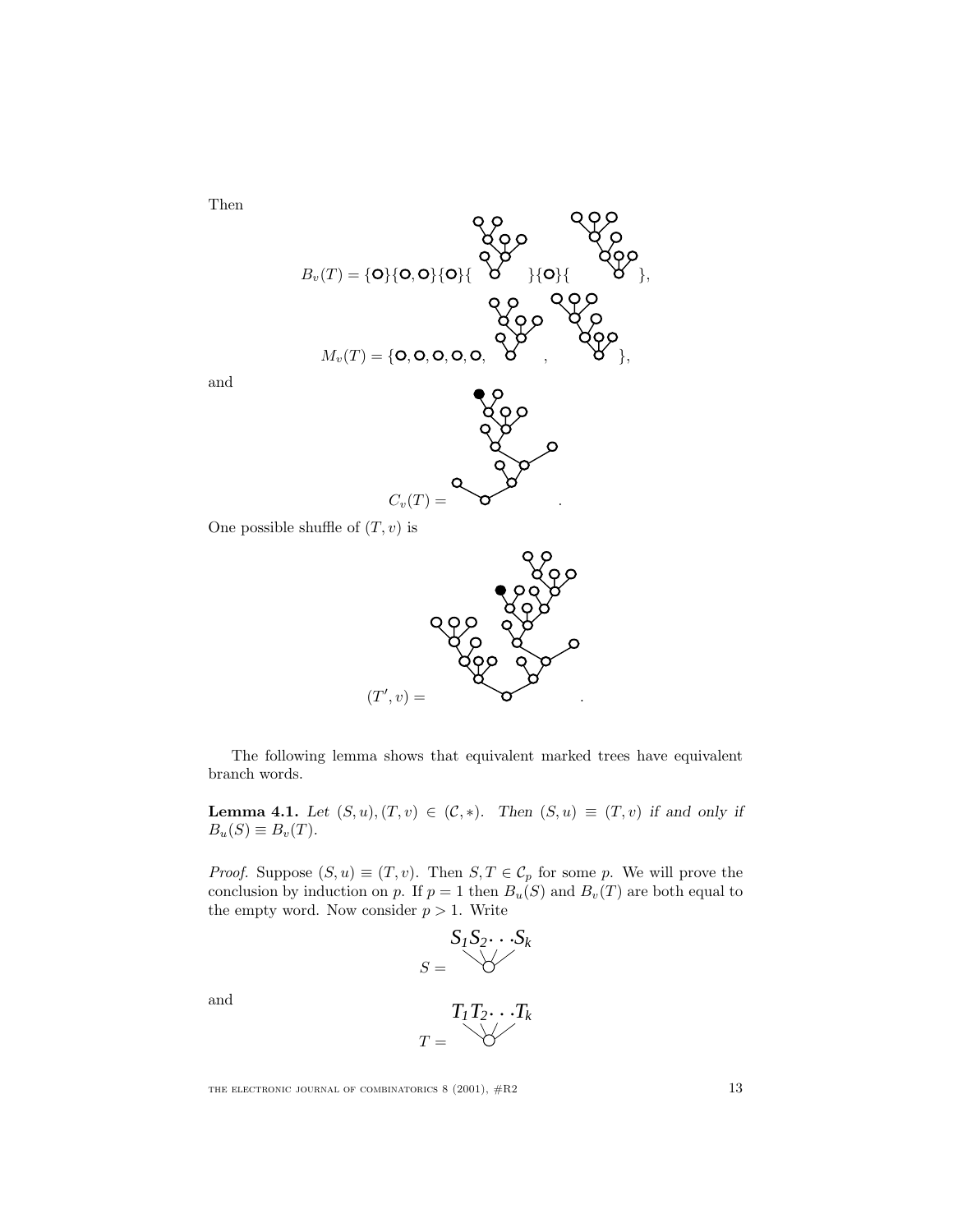Then

$B_v(T) = \{\circ\}\{\circ, \circ\}\{\circ\}\{\ \ \}\{\circ\}\{\ \ \},$

$M_v(T) = \{\circ, \circ, \circ, \circ, \circ,\ \ ,\ \ \},$

and

$C_v(T) = \ \ .$

One possible shuffle of $(T, v)$ is

$(T', v) = \ \ .$

The following lemma shows that equivalent marked trees have equivalent branch words.

**Lemma 4.1.** *Let* $(S, u), (T, v) \in (\mathcal{C}, *)$. *Then* $(S, u) \equiv (T, v)$ *if and only if* $B_u(S) \equiv B_v(T)$.

*Proof.* Suppose $(S, u) \equiv (T, v)$. Then $S, T \in \mathcal{C}_p$ for some $p$. We will prove the conclusion by induction on $p$. If $p = 1$ then $B_u(S)$ and $B_v(T)$ are both equal to the empty word. Now consider $p > 1$. Write

$S = $ (root with subtrees $S_1 S_2 \cdots S_k$)

and

$T = $ (root with subtrees $T_1 T_2 \cdots T_k$)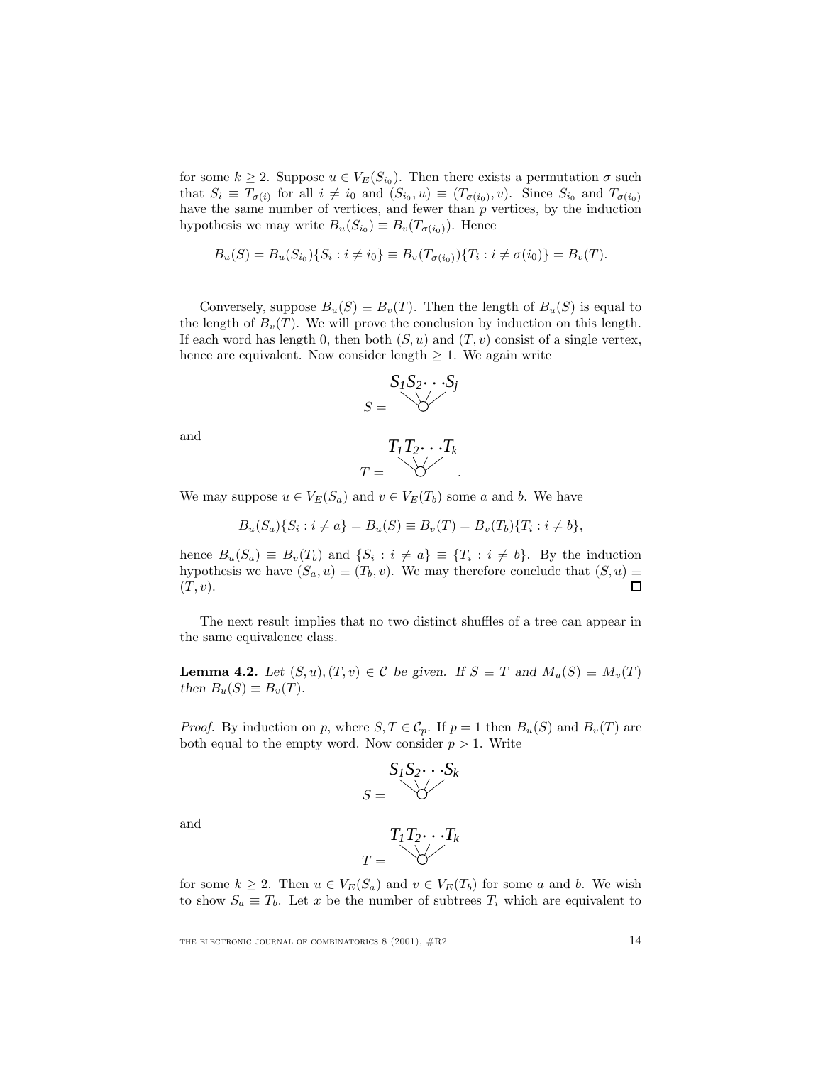for some $k \geq 2$. Suppose $u \in V_E(S_{i_0})$. Then there exists a permutation $\sigma$ such that $S_i \equiv T_{\sigma(i)}$ for all $i \neq i_0$ and $(S_{i_0}, u) \equiv (T_{\sigma(i_0)}, v)$. Since $S_{i_0}$ and $T_{\sigma(i_0)}$ have the same number of vertices, and fewer than $p$ vertices, by the induction hypothesis we may write $B_u(S_{i_0}) \equiv B_v(T_{\sigma(i_0)})$. Hence

$$B_u(S) = B_u(S_{i_0})\{S_i : i \neq i_0\} \equiv B_v(T_{\sigma(i_0)})\{T_i : i \neq \sigma(i_0)\} = B_v(T).$$

Conversely, suppose $B_u(S) \equiv B_v(T)$. Then the length of $B_u(S)$ is equal to the length of $B_v(T)$. We will prove the conclusion by induction on this length. If each word has length 0, then both $(S, u)$ and $(T, v)$ consist of a single vertex, hence are equivalent. Now consider length $\geq 1$. We again write

$$S = \overset{S_1 S_2 \cdots S_j}{\diagdown\!|\,/\!\!\circ\!\!\diagup}$$

and

$$T = \overset{T_1 T_2 \cdots T_k}{\diagdown\!|\,/\!\!\circ\!\!\diagup}.$$

We may suppose $u \in V_E(S_a)$ and $v \in V_E(T_b)$ some $a$ and $b$. We have

$$B_u(S_a)\{S_i : i \neq a\} = B_u(S) \equiv B_v(T) = B_v(T_b)\{T_i : i \neq b\},$$

hence $B_u(S_a) \equiv B_v(T_b)$ and $\{S_i : i \neq a\} \equiv \{T_i : i \neq b\}$. By the induction hypothesis we have $(S_a, u) \equiv (T_b, v)$. We may therefore conclude that $(S, u) \equiv (T, v)$. □

The next result implies that no two distinct shuffles of a tree can appear in the same equivalence class.

**Lemma 4.2.** *Let $(S, u), (T, v) \in \mathcal{C}$ be given. If $S \equiv T$ and $M_u(S) \equiv M_v(T)$ then $B_u(S) \equiv B_v(T)$.*

*Proof.* By induction on $p$, where $S, T \in \mathcal{C}_p$. If $p = 1$ then $B_u(S)$ and $B_v(T)$ are both equal to the empty word. Now consider $p > 1$. Write

$$S = \overset{S_1 S_2 \cdots S_k}{\diagdown\!|\,/\!\!\circ\!\!\diagup}$$

and

$$T = \overset{T_1 T_2 \cdots T_k}{\diagdown\!|\,/\!\!\circ\!\!\diagup}$$

for some $k \geq 2$. Then $u \in V_E(S_a)$ and $v \in V_E(T_b)$ for some $a$ and $b$. We wish to show $S_a \equiv T_b$. Let $x$ be the number of subtrees $T_i$ which are equivalent to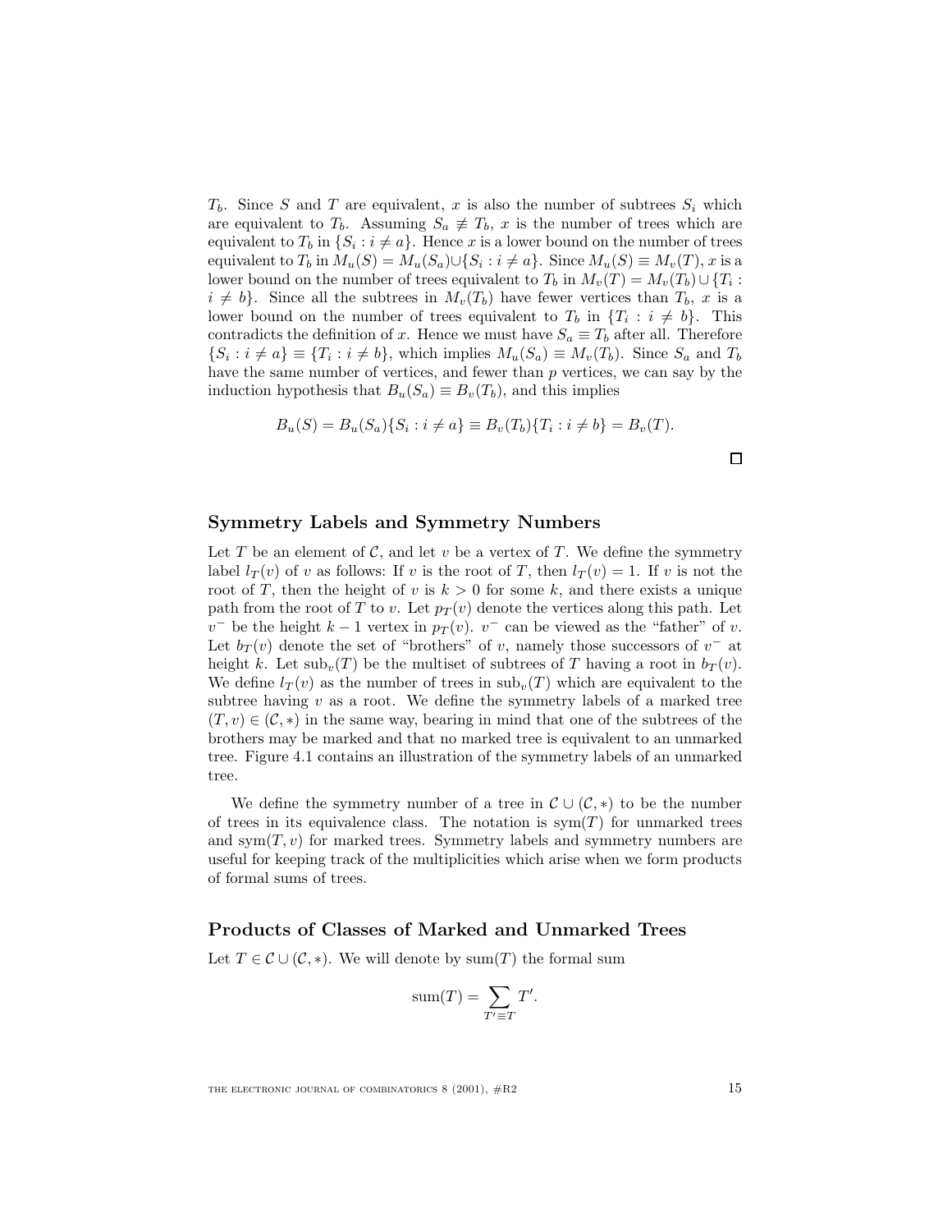$T_b$. Since $S$ and $T$ are equivalent, $x$ is also the number of subtrees $S_i$ which are equivalent to $T_b$. Assuming $S_a \not\equiv T_b$, $x$ is the number of trees which are equivalent to $T_b$ in $\{S_i : i \neq a\}$. Hence $x$ is a lower bound on the number of trees equivalent to $T_b$ in $M_u(S) = M_u(S_a) \cup \{S_i : i \neq a\}$. Since $M_u(S) \equiv M_v(T)$, $x$ is a lower bound on the number of trees equivalent to $T_b$ in $M_v(T) = M_v(T_b) \cup \{T_i : i \neq b\}$. Since all the subtrees in $M_v(T_b)$ have fewer vertices than $T_b$, $x$ is a lower bound on the number of trees equivalent to $T_b$ in $\{T_i : i \neq b\}$. This contradicts the definition of $x$. Hence we must have $S_a \equiv T_b$ after all. Therefore $\{S_i : i \neq a\} \equiv \{T_i : i \neq b\}$, which implies $M_u(S_a) \equiv M_v(T_b)$. Since $S_a$ and $T_b$ have the same number of vertices, and fewer than $p$ vertices, we can say by the induction hypothesis that $B_u(S_a) \equiv B_v(T_b)$, and this implies

$$B_u(S) = B_u(S_a)\{S_i : i \neq a\} \equiv B_v(T_b)\{T_i : i \neq b\} = B_v(T).$$

□

## Symmetry Labels and Symmetry Numbers

Let $T$ be an element of $\mathcal{C}$, and let $v$ be a vertex of $T$. We define the symmetry label $l_T(v)$ of $v$ as follows: If $v$ is the root of $T$, then $l_T(v) = 1$. If $v$ is not the root of $T$, then the height of $v$ is $k > 0$ for some $k$, and there exists a unique path from the root of $T$ to $v$. Let $p_T(v)$ denote the vertices along this path. Let $v^-$ be the height $k-1$ vertex in $p_T(v)$. $v^-$ can be viewed as the "father" of $v$. Let $b_T(v)$ denote the set of "brothers" of $v$, namely those successors of $v^-$ at height $k$. Let $\text{sub}_v(T)$ be the multiset of subtrees of $T$ having a root in $b_T(v)$. We define $l_T(v)$ as the number of trees in $\text{sub}_v(T)$ which are equivalent to the subtree having $v$ as a root. We define the symmetry labels of a marked tree $(T, v) \in (\mathcal{C}, *)$ in the same way, bearing in mind that one of the subtrees of the brothers may be marked and that no marked tree is equivalent to an unmarked tree. Figure 4.1 contains an illustration of the symmetry labels of an unmarked tree.

We define the symmetry number of a tree in $\mathcal{C} \cup (\mathcal{C}, *)$ to be the number of trees in its equivalence class. The notation is $\text{sym}(T)$ for unmarked trees and $\text{sym}(T, v)$ for marked trees. Symmetry labels and symmetry numbers are useful for keeping track of the multiplicities which arise when we form products of formal sums of trees.

## Products of Classes of Marked and Unmarked Trees

Let $T \in \mathcal{C} \cup (\mathcal{C}, *)$. We will denote by $\text{sum}(T)$ the formal sum

$$\text{sum}(T) = \sum_{T' \equiv T} T'.$$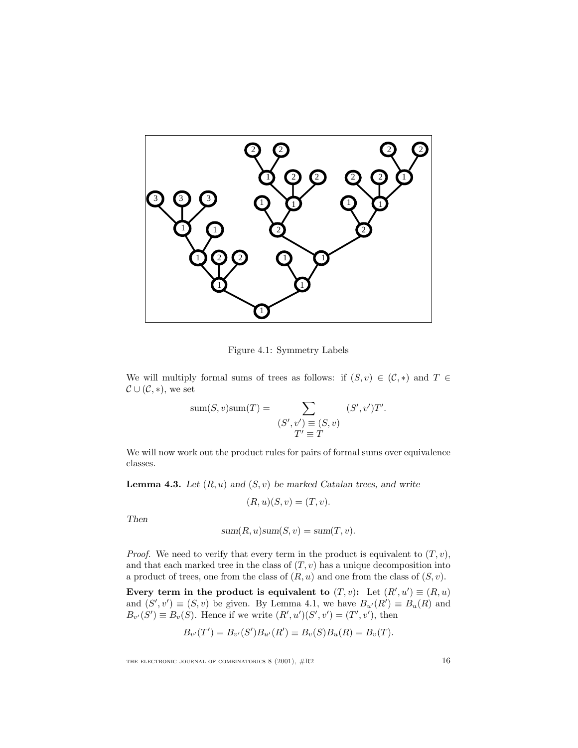Figure 4.1: Symmetry Labels

We will multiply formal sums of trees as follows: if $(S, v) \in (\mathcal{C}, *)$ and $T \in \mathcal{C} \cup (\mathcal{C}, *)$, we set

$$\text{sum}(S, v)\text{sum}(T) = \sum_{\substack{(S', v') \equiv (S, v) \\ T' \equiv T}} (S', v')T'.$$

We will now work out the product rules for pairs of formal sums over equivalence classes.

**Lemma 4.3.** *Let $(R, u)$ and $(S, v)$ be marked Catalan trees, and write*

$$(R, u)(S, v) = (T, v).$$

*Then*

$$\text{sum}(R, u)\text{sum}(S, v) = \text{sum}(T, v).$$

*Proof.* We need to verify that every term in the product is equivalent to $(T, v)$, and that each marked tree in the class of $(T, v)$ has a unique decomposition into a product of trees, one from the class of $(R, u)$ and one from the class of $(S, v)$.

**Every term in the product is equivalent to $(T, v)$:** Let $(R', u') \equiv (R, u)$ and $(S', v') \equiv (S, v)$ be given. By Lemma 4.1, we have $B_{u'}(R') \equiv B_u(R)$ and $B_{v'}(S') \equiv B_v(S)$. Hence if we write $(R', u')(S', v') = (T', v')$, then

$$B_{v'}(T') = B_{v'}(S')B_{u'}(R') \equiv B_v(S)B_u(R) = B_v(T).$$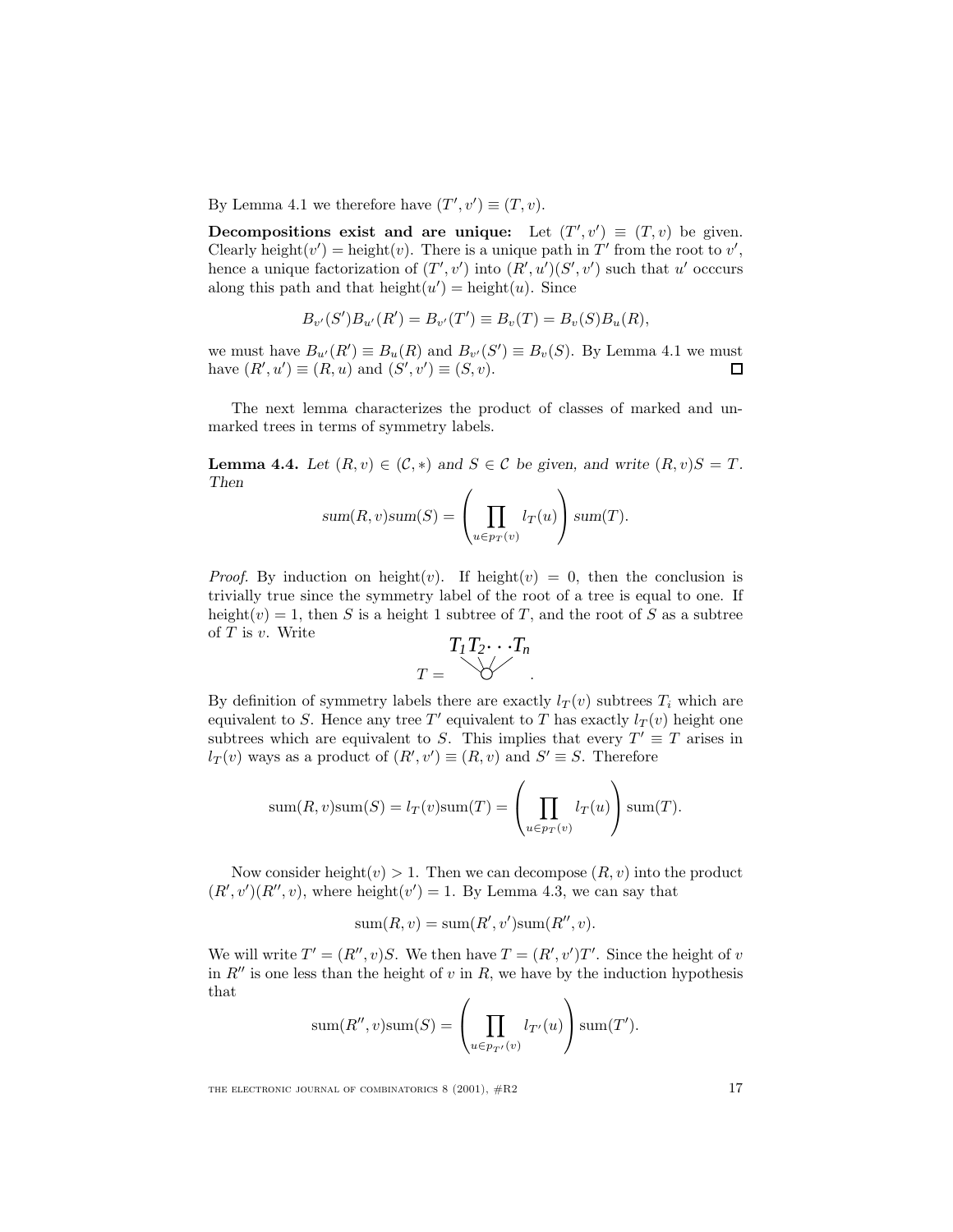By Lemma 4.1 we therefore have $(T', v') \equiv (T, v)$.

**Decompositions exist and are unique:** Let $(T', v') \equiv (T, v)$ be given. Clearly $\text{height}(v') = \text{height}(v)$. There is a unique path in $T'$ from the root to $v'$, hence a unique factorization of $(T', v')$ into $(R', u')(S', v')$ such that $u'$ occcurs along this path and that $\text{height}(u') = \text{height}(u)$. Since

$$B_{v'}(S')B_{u'}(R') = B_{v'}(T') \equiv B_v(T) = B_v(S)B_u(R),$$

we must have $B_{u'}(R') \equiv B_u(R)$ and $B_{v'}(S') \equiv B_v(S)$. By Lemma 4.1 we must have $(R', u') \equiv (R, u)$ and $(S', v') \equiv (S, v)$. □

The next lemma characterizes the product of classes of marked and unmarked trees in terms of symmetry labels.

**Lemma 4.4.** *Let $(R, v) \in (\mathcal{C}, *)$ and $S \in \mathcal{C}$ be given, and write $(R, v)S = T$. Then*

$$\textit{sum}(R, v)\textit{sum}(S) = \left( \prod_{u \in p_T(v)} l_T(u) \right) \textit{sum}(T).$$

*Proof.* By induction on $\text{height}(v)$. If $\text{height}(v) = 0$, then the conclusion is trivially true since the symmetry label of the root of a tree is equal to one. If $\text{height}(v) = 1$, then $S$ is a height 1 subtree of $T$, and the root of $S$ as a subtree of $T$ is $v$. Write

$$T = \underset{\circ}{T_1 T_2 \cdots T_n}.$$

By definition of symmetry labels there are exactly $l_T(v)$ subtrees $T_i$ which are equivalent to $S$. Hence any tree $T'$ equivalent to $T$ has exactly $l_T(v)$ height one subtrees which are equivalent to $S$. This implies that every $T' \equiv T$ arises in $l_T(v)$ ways as a product of $(R', v') \equiv (R, v)$ and $S' \equiv S$. Therefore

$$\text{sum}(R, v)\text{sum}(S) = l_T(v)\text{sum}(T) = \left( \prod_{u \in p_T(v)} l_T(u) \right) \text{sum}(T).$$

Now consider $\text{height}(v) > 1$. Then we can decompose $(R, v)$ into the product $(R', v')(R'', v)$, where $\text{height}(v') = 1$. By Lemma 4.3, we can say that

$$\text{sum}(R, v) = \text{sum}(R', v')\text{sum}(R'', v).$$

We will write $T' = (R'', v)S$. We then have $T = (R', v')T'$. Since the height of $v$ in $R''$ is one less than the height of $v$ in $R$, we have by the induction hypothesis that

$$\text{sum}(R'', v)\text{sum}(S) = \left( \prod_{u \in p_{T'}(v)} l_{T'}(u) \right) \text{sum}(T').$$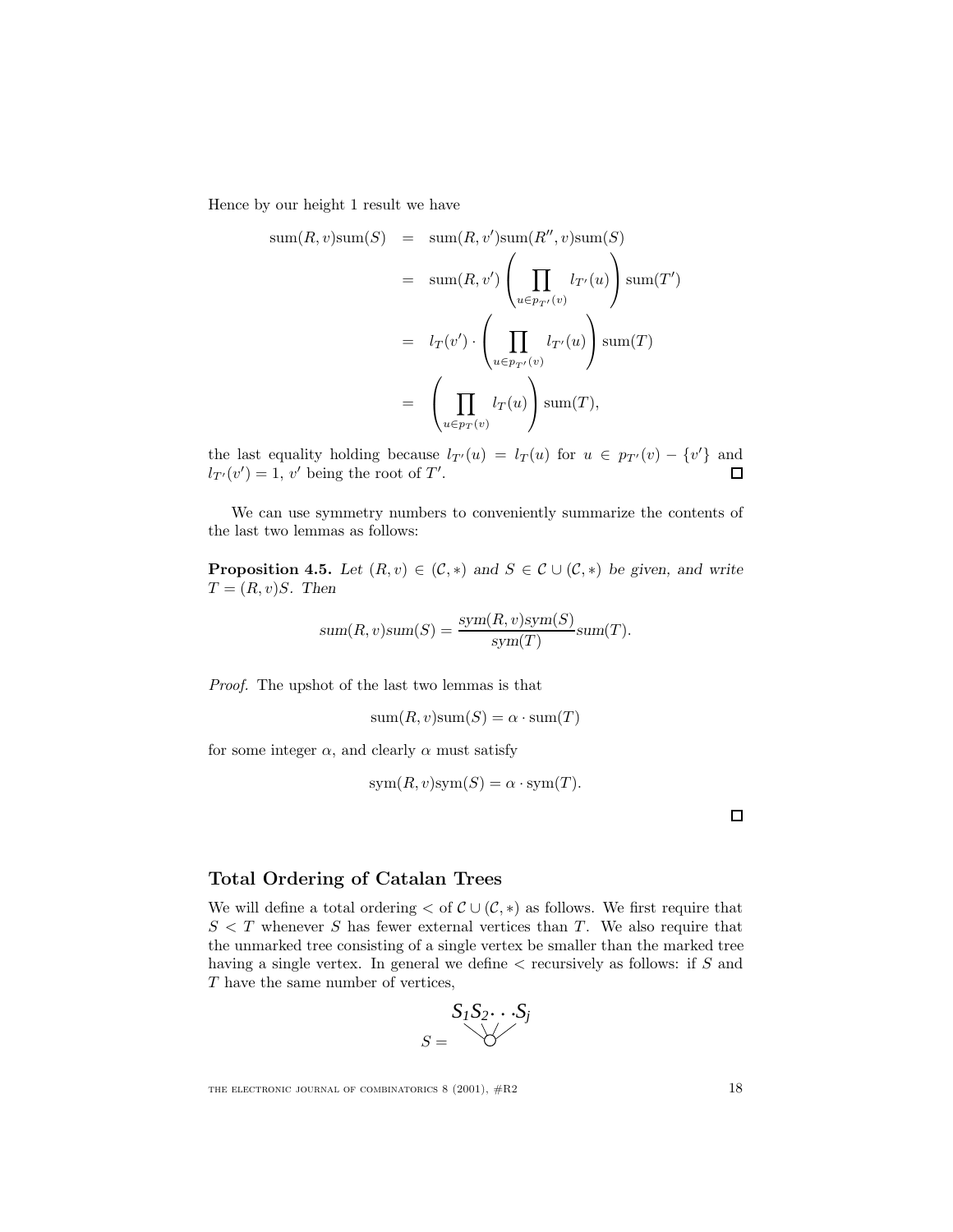Hence by our height 1 result we have

$$
\begin{aligned}
\text{sum}(R,v)\text{sum}(S) &= \text{sum}(R,v')\text{sum}(R'',v)\text{sum}(S) \\
&= \text{sum}(R,v')\left(\prod_{u\in p_{T'}(v)} l_{T'}(u)\right)\text{sum}(T') \\
&= l_T(v')\cdot\left(\prod_{u\in p_{T'}(v)} l_{T'}(u)\right)\text{sum}(T) \\
&= \left(\prod_{u\in p_T(v)} l_T(u)\right)\text{sum}(T),
\end{aligned}
$$

the last equality holding because $l_{T'}(u) = l_T(u)$ for $u \in p_{T'}(v) - \{v'\}$ and $l_{T'}(v') = 1$, $v'$ being the root of $T'$. □

We can use symmetry numbers to conveniently summarize the contents of the last two lemmas as follows:

**Proposition 4.5.** *Let $(R,v) \in (\mathcal{C},*)$ and $S \in \mathcal{C}\cup(\mathcal{C},*)$ be given, and write $T = (R,v)S$. Then*

$$
\text{sum}(R,v)\text{sum}(S) = \frac{\text{sym}(R,v)\text{sym}(S)}{\text{sym}(T)}\text{sum}(T).
$$

*Proof.* The upshot of the last two lemmas is that

$$
\text{sum}(R,v)\text{sum}(S) = \alpha\cdot\text{sum}(T)
$$

for some integer $\alpha$, and clearly $\alpha$ must satisfy

$$
\text{sym}(R,v)\text{sym}(S) = \alpha\cdot\text{sym}(T).
$$

□

## Total Ordering of Catalan Trees

We will define a total ordering $<$ of $\mathcal{C}\cup(\mathcal{C},*)$ as follows. We first require that $S < T$ whenever $S$ has fewer external vertices than $T$. We also require that the unmarked tree consisting of a single vertex be smaller than the marked tree having a single vertex. In general we define $<$ recursively as follows: if $S$ and $T$ have the same number of vertices,

$S =$ (tree with root and subtrees $S_1 S_2 \ldots S_j$)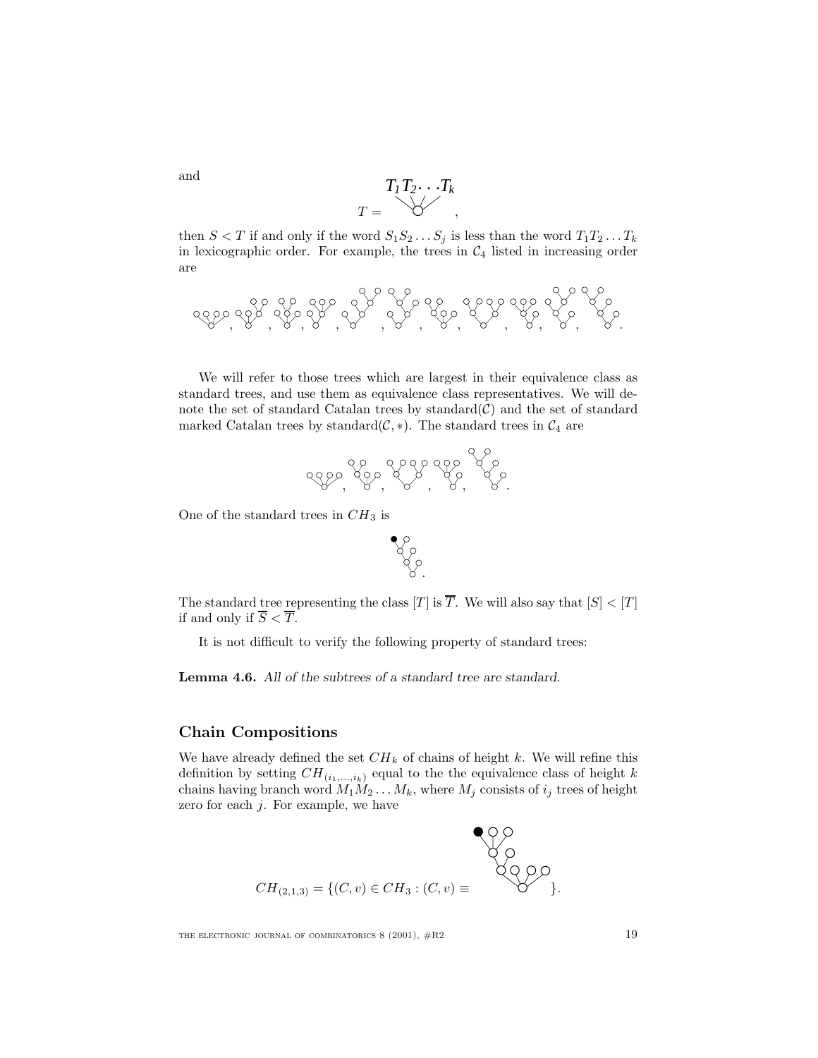and

$$T = \overset{T_1 T_2 \cdots T_k}{\curlyvee},$$

then $S < T$ if and only if the word $S_1 S_2 \ldots S_j$ is less than the word $T_1 T_2 \ldots T_k$ in lexicographic order. For example, the trees in $\mathcal{C}_4$ listed in increasing order are

We will refer to those trees which are largest in their equivalence class as standard trees, and use them as equivalence class representatives. We will denote the set of standard Catalan trees by standard($\mathcal{C}$) and the set of standard marked Catalan trees by standard($\mathcal{C}, *$). The standard trees in $\mathcal{C}_4$ are

One of the standard trees in $CH_3$ is

The standard tree representing the class $[T]$ is $\overline{T}$. We will also say that $[S] < [T]$ if and only if $\overline{S} < \overline{T}$.

It is not difficult to verify the following property of standard trees:

**Lemma 4.6.** *All of the subtrees of a standard tree are standard.*

## Chain Compositions

We have already defined the set $CH_k$ of chains of height $k$. We will refine this definition by setting $CH_{(i_1,\ldots,i_k)}$ equal to the the equivalence class of height $k$ chains having branch word $M_1 M_2 \ldots M_k$, where $M_j$ consists of $i_j$ trees of height zero for each $j$. For example, we have

$$CH_{(2,1,3)} = \{(C, v) \in CH_3 : (C, v) \equiv \quad \}.$$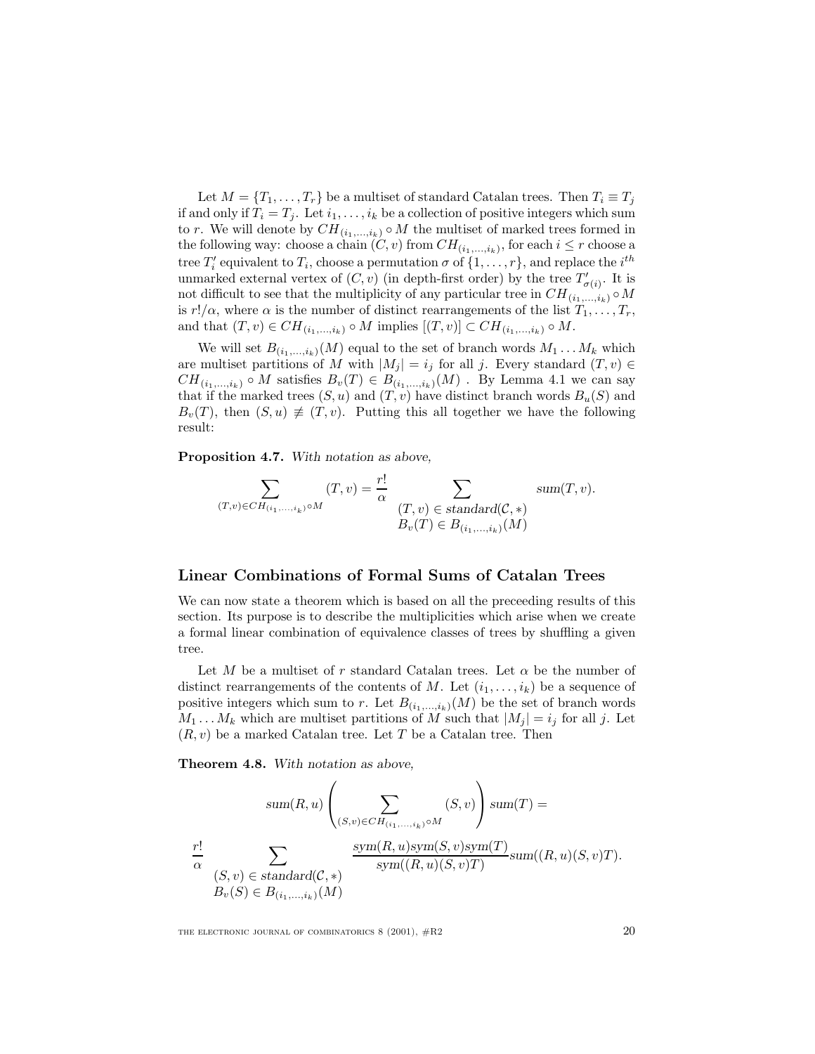Let $M = \{T_1, \ldots, T_r\}$ be a multiset of standard Catalan trees. Then $T_i \equiv T_j$ if and only if $T_i = T_j$. Let $i_1, \ldots, i_k$ be a collection of positive integers which sum to $r$. We will denote by $CH_{(i_1,\ldots,i_k)} \circ M$ the multiset of marked trees formed in the following way: choose a chain $(C, v)$ from $CH_{(i_1,\ldots,i_k)}$, for each $i \leq r$ choose a tree $T'_i$ equivalent to $T_i$, choose a permutation $\sigma$ of $\{1, \ldots, r\}$, and replace the $i^{th}$ unmarked external vertex of $(C, v)$ (in depth-first order) by the tree $T'_{\sigma(i)}$. It is not difficult to see that the multiplicity of any particular tree in $CH_{(i_1,\ldots,i_k)} \circ M$ is $r!/\alpha$, where $\alpha$ is the number of distinct rearrangements of the list $T_1, \ldots, T_r$, and that $(T, v) \in CH_{(i_1,\ldots,i_k)} \circ M$ implies $[(T, v)] \subset CH_{(i_1,\ldots,i_k)} \circ M$.

We will set $B_{(i_1,\ldots,i_k)}(M)$ equal to the set of branch words $M_1 \ldots M_k$ which are multiset partitions of $M$ with $|M_j| = i_j$ for all $j$. Every standard $(T, v) \in CH_{(i_1,\ldots,i_k)} \circ M$ satisfies $B_v(T) \in B_{(i_1,\ldots,i_k)}(M)$ . By Lemma 4.1 we can say that if the marked trees $(S, u)$ and $(T, v)$ have distinct branch words $B_u(S)$ and $B_v(T)$, then $(S, u) \not\equiv (T, v)$. Putting this all together we have the following result:

**Proposition 4.7.** *With notation as above,*

$$\sum_{(T,v) \in CH_{(i_1,\ldots,i_k)} \circ M} (T, v) = \frac{r!}{\alpha} \sum_{\substack{(T,v) \in \mathit{standard}(\mathcal{C},*) \\ B_v(T) \in B_{(i_1,\ldots,i_k)}(M)}} \mathit{sum}(T, v).$$

## Linear Combinations of Formal Sums of Catalan Trees

We can now state a theorem which is based on all the preceeding results of this section. Its purpose is to describe the multiplicities which arise when we create a formal linear combination of equivalence classes of trees by shuffling a given tree.

Let $M$ be a multiset of $r$ standard Catalan trees. Let $\alpha$ be the number of distinct rearrangements of the contents of $M$. Let $(i_1, \ldots, i_k)$ be a sequence of positive integers which sum to $r$. Let $B_{(i_1,\ldots,i_k)}(M)$ be the set of branch words $M_1 \ldots M_k$ which are multiset partitions of $M$ such that $|M_j| = i_j$ for all $j$. Let $(R, v)$ be a marked Catalan tree. Let $T$ be a Catalan tree. Then

**Theorem 4.8.** *With notation as above,*

$$\mathit{sum}(R, u) \left( \sum_{(S,v) \in CH_{(i_1,\ldots,i_k)} \circ M} (S, v) \right) \mathit{sum}(T) =$$

$$\frac{r!}{\alpha} \sum_{\substack{(S,v) \in \mathit{standard}(\mathcal{C},*) \\ B_v(S) \in B_{(i_1,\ldots,i_k)}(M)}} \frac{\mathit{sym}(R, u)\mathit{sym}(S, v)\mathit{sym}(T)}{\mathit{sym}((R, u)(S, v)T)} \mathit{sum}((R, u)(S, v)T).$$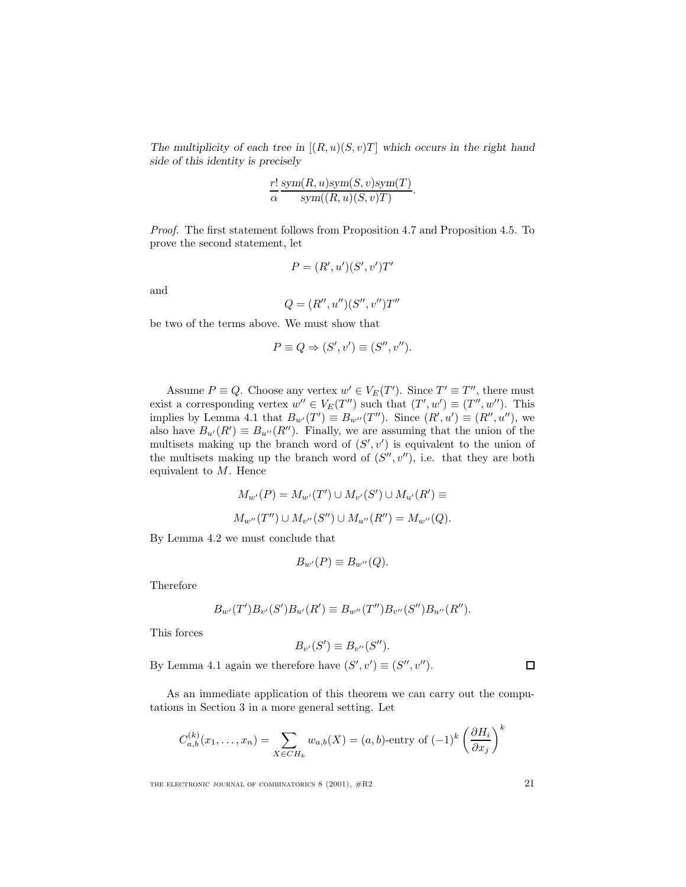*The multiplicity of each tree in $[(R,u)(S,v)T]$ which occurs in the right hand side of this identity is precisely*

$$\frac{r!}{\alpha}\frac{sym(R,u)sym(S,v)sym(T)}{sym((R,u)(S,v)T)}.$$

*Proof.* The first statement follows from Proposition 4.7 and Proposition 4.5. To prove the second statement, let

$$P = (R',u')(S',v')T'$$

and

$$Q = (R'',u'')(S'',v'')T''$$

be two of the terms above. We must show that

$$P \equiv Q \Rightarrow (S',v') \equiv (S'',v'').$$

Assume $P \equiv Q$. Choose any vertex $w' \in V_E(T')$. Since $T' \equiv T''$, there must exist a corresponding vertex $w'' \in V_E(T'')$ such that $(T',w') \equiv (T'',w'')$. This implies by Lemma 4.1 that $B_{w'}(T') \equiv B_{w''}(T'')$. Since $(R',u') \equiv (R'',u'')$, we also have $B_{u'}(R') \equiv B_{u''}(R'')$. Finally, we are assuming that the union of the multisets making up the branch word of $(S',v')$ is equivalent to the union of the multisets making up the branch word of $(S'',v'')$, i.e. that they are both equivalent to $M$. Hence

$$M_{w'}(P) = M_{w'}(T') \cup M_{v'}(S') \cup M_{u'}(R') \equiv$$

$$M_{w''}(T'') \cup M_{v''}(S'') \cup M_{u''}(R'') = M_{w''}(Q).$$

By Lemma 4.2 we must conclude that

$$B_{w'}(P) \equiv B_{w''}(Q).$$

Therefore

$$B_{w'}(T')B_{v'}(S')B_{u'}(R') \equiv B_{w''}(T'')B_{v''}(S'')B_{u''}(R'').$$

This forces

$$B_{v'}(S') \equiv B_{v''}(S'').$$

By Lemma 4.1 again we therefore have $(S',v') \equiv (S'',v'')$. $\square$

As an immediate application of this theorem we can carry out the computations in Section 3 in a more general setting. Let

$$C^{(k)}_{a,b}(x_1,\ldots,x_n) = \sum_{X\in CH_k} w_{a,b}(X) = (a,b)\text{-entry of } (-1)^k\left(\frac{\partial H_i}{\partial x_j}\right)^k$$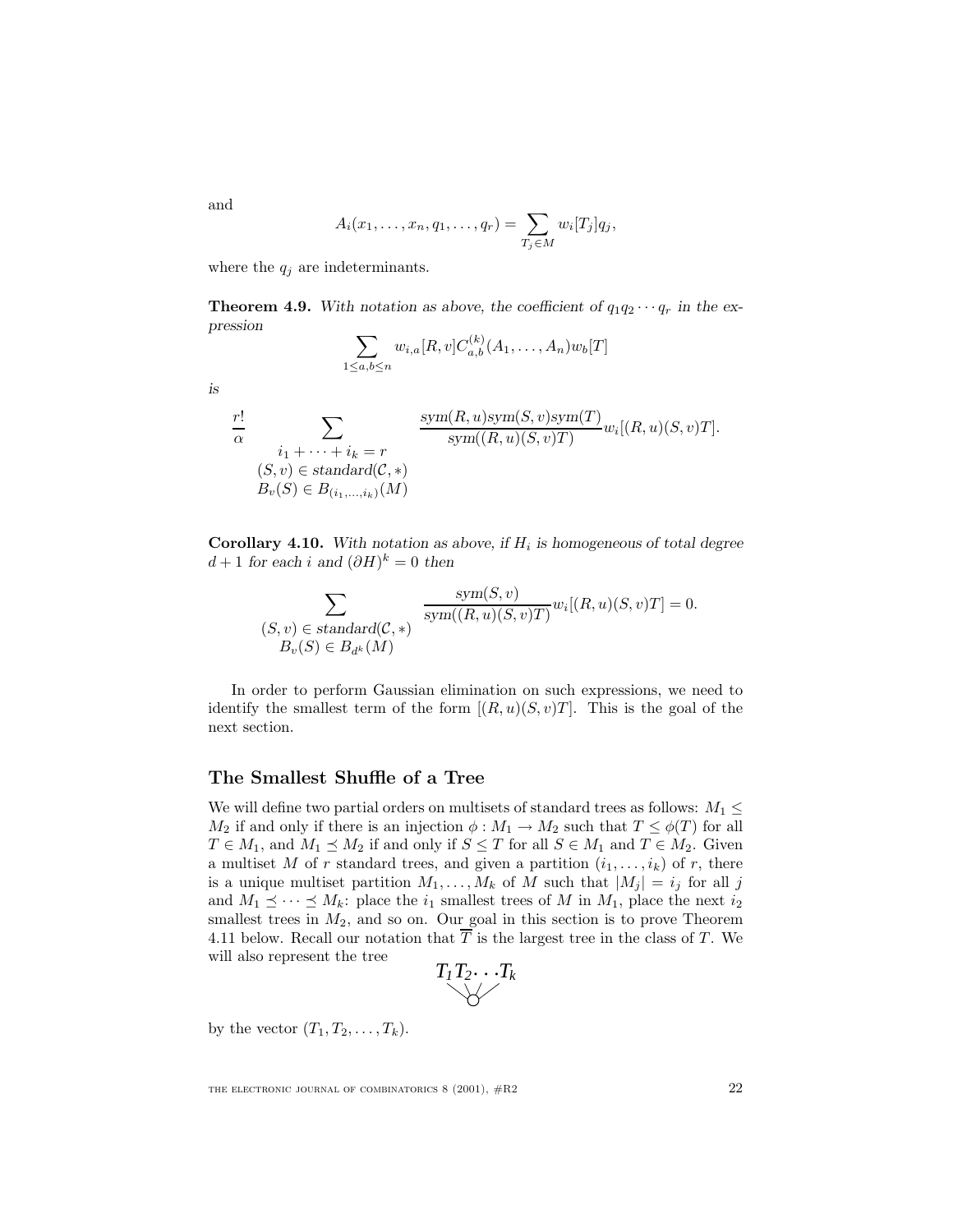and

$$A_i(x_1, \ldots, x_n, q_1, \ldots, q_r) = \sum_{T_j \in M} w_i[T_j] q_j,$$

where the $q_j$ are indeterminants.

**Theorem 4.9.** *With notation as above, the coefficient of $q_1 q_2 \cdots q_r$ in the expression*

$$\sum_{1 \leq a,b \leq n} w_{i,a}[R,v] C^{(k)}_{a,b}(A_1, \ldots, A_n) w_b[T]$$

*is*

$$\frac{r!}{\alpha} \sum_{\substack{i_1 + \cdots + i_k = r \\ (S,v) \in \mathit{standard}(\mathcal{C},*) \\ B_v(S) \in B_{(i_1,\ldots,i_k)}(M)}} \frac{\mathit{sym}(R,u)\mathit{sym}(S,v)\mathit{sym}(T)}{\mathit{sym}((R,u)(S,v)T)} w_i[(R,u)(S,v)T].$$

**Corollary 4.10.** *With notation as above, if $H_i$ is homogeneous of total degree $d+1$ for each $i$ and $(\partial H)^k = 0$ then*

$$\sum_{\substack{(S,v) \in \mathit{standard}(\mathcal{C},*) \\ B_v(S) \in B_{d^k}(M)}} \frac{\mathit{sym}(S,v)}{\mathit{sym}((R,u)(S,v)T)} w_i[(R,u)(S,v)T] = 0.$$

In order to perform Gaussian elimination on such expressions, we need to identify the smallest term of the form $[(R,u)(S,v)T]$. This is the goal of the next section.

## The Smallest Shuffle of a Tree

We will define two partial orders on multisets of standard trees as follows: $M_1 \leq M_2$ if and only if there is an injection $\phi : M_1 \to M_2$ such that $T \leq \phi(T)$ for all $T \in M_1$, and $M_1 \preceq M_2$ if and only if $S \leq T$ for all $S \in M_1$ and $T \in M_2$. Given a multiset $M$ of $r$ standard trees, and given a partition $(i_1, \ldots, i_k)$ of $r$, there is a unique multiset partition $M_1, \ldots, M_k$ of $M$ such that $|M_j| = i_j$ for all $j$ and $M_1 \preceq \cdots \preceq M_k$: place the $i_1$ smallest trees of $M$ in $M_1$, place the next $i_2$ smallest trees in $M_2$, and so on. Our goal in this section is to prove Theorem 4.11 below. Recall our notation that $\overline{T}$ is the largest tree in the class of $T$. We will also represent the tree

$T_1 T_2 \cdots T_k$ (joined at a common root)

by the vector $(T_1, T_2, \ldots, T_k)$.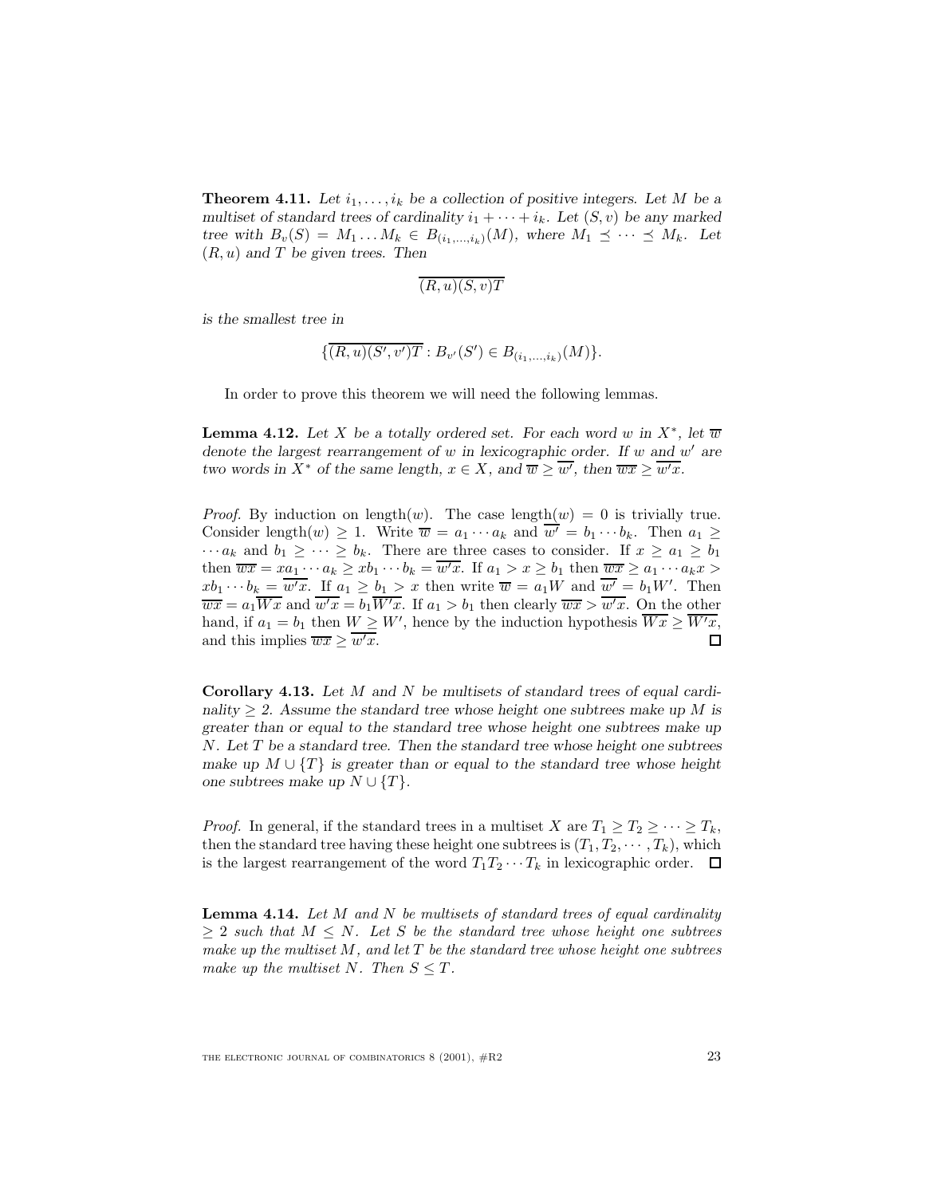**Theorem 4.11.** *Let $i_1, \ldots, i_k$ be a collection of positive integers. Let $M$ be a multiset of standard trees of cardinality $i_1 + \cdots + i_k$. Let $(S, v)$ be any marked tree with $B_v(S) = M_1 \ldots M_k \in B_{(i_1,\ldots,i_k)}(M)$, where $M_1 \preceq \cdots \preceq M_k$. Let $(R, u)$ and $T$ be given trees. Then*

$$\overline{(R,u)(S,v)T}$$

*is the smallest tree in*

$$\{\overline{(R,u)(S',v')T} : B_{v'}(S') \in B_{(i_1,\ldots,i_k)}(M)\}.$$

In order to prove this theorem we will need the following lemmas.

**Lemma 4.12.** *Let $X$ be a totally ordered set. For each word $w$ in $X^*$, let $\overline{w}$ denote the largest rearrangement of $w$ in lexicographic order. If $w$ and $w'$ are two words in $X^*$ of the same length, $x \in X$, and $\overline{w} \geq \overline{w'}$, then $\overline{wx} \geq \overline{w'x}$.*

*Proof.* By induction on length$(w)$. The case length$(w) = 0$ is trivially true. Consider length$(w) \geq 1$. Write $\overline{w} = a_1 \cdots a_k$ and $\overline{w'} = b_1 \cdots b_k$. Then $a_1 \geq \cdots a_k$ and $b_1 \geq \cdots \geq b_k$. There are three cases to consider. If $x \geq a_1 \geq b_1$ then $\overline{wx} = xa_1 \cdots a_k \geq xb_1 \cdots b_k = \overline{w'x}$. If $a_1 > x \geq b_1$ then $\overline{wx} \geq a_1 \cdots a_k x > xb_1 \cdots b_k = \overline{w'x}$. If $a_1 \geq b_1 > x$ then write $\overline{w} = a_1 W$ and $\overline{w'} = b_1 W'$. Then $\overline{wx} = a_1 \overline{Wx}$ and $\overline{w'x} = b_1 \overline{W'x}$. If $a_1 > b_1$ then clearly $\overline{wx} > \overline{w'x}$. On the other hand, if $a_1 = b_1$ then $W \geq W'$, hence by the induction hypothesis $\overline{Wx} \geq \overline{W'x}$, and this implies $\overline{wx} \geq \overline{w'x}$. $\square$

**Corollary 4.13.** *Let $M$ and $N$ be multisets of standard trees of equal cardinality $\geq 2$. Assume the standard tree whose height one subtrees make up $M$ is greater than or equal to the standard tree whose height one subtrees make up $N$. Let $T$ be a standard tree. Then the standard tree whose height one subtrees make up $M \cup \{T\}$ is greater than or equal to the standard tree whose height one subtrees make up $N \cup \{T\}$.*

*Proof.* In general, if the standard trees in a multiset $X$ are $T_1 \geq T_2 \geq \cdots \geq T_k$, then the standard tree having these height one subtrees is $(T_1, T_2, \cdots, T_k)$, which is the largest rearrangement of the word $T_1 T_2 \cdots T_k$ in lexicographic order. $\square$

**Lemma 4.14.** *Let $M$ and $N$ be multisets of standard trees of equal cardinality $\geq 2$ such that $M \leq N$. Let $S$ be the standard tree whose height one subtrees make up the multiset $M$, and let $T$ be the standard tree whose height one subtrees make up the multiset $N$. Then $S \leq T$.*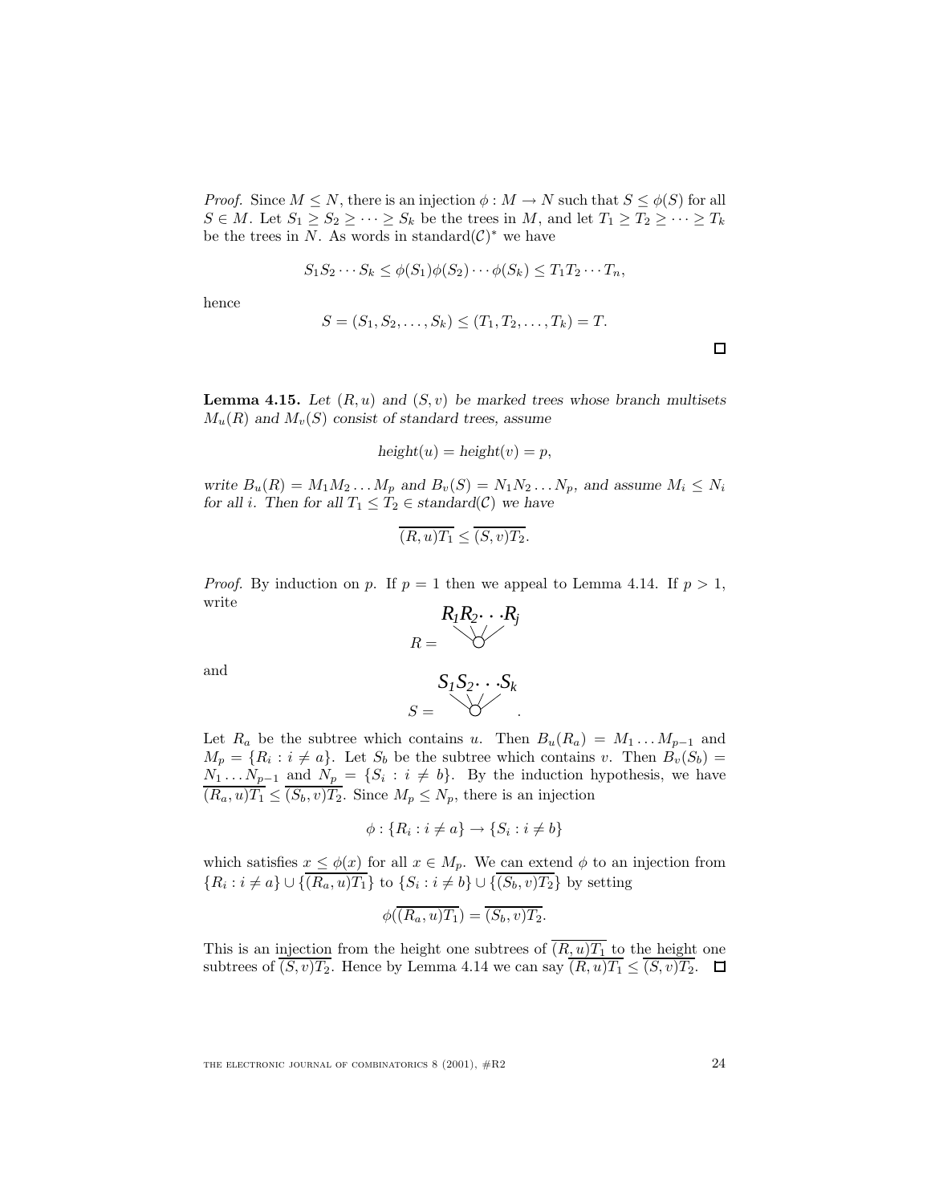*Proof.* Since $M \leq N$, there is an injection $\phi : M \to N$ such that $S \leq \phi(S)$ for all $S \in M$. Let $S_1 \geq S_2 \geq \cdots \geq S_k$ be the trees in $M$, and let $T_1 \geq T_2 \geq \cdots \geq T_k$ be the trees in $N$. As words in standard$(\mathcal{C})^*$ we have

$$S_1 S_2 \cdots S_k \leq \phi(S_1)\phi(S_2)\cdots\phi(S_k) \leq T_1 T_2 \cdots T_n,$$

hence

$$S = (S_1, S_2, \ldots, S_k) \leq (T_1, T_2, \ldots, T_k) = T.$$

□

**Lemma 4.15.** *Let $(R, u)$ and $(S, v)$ be marked trees whose branch multisets $M_u(R)$ and $M_v(S)$ consist of standard trees, assume*

$$\mathit{height}(u) = \mathit{height}(v) = p,$$

*write $B_u(R) = M_1 M_2 \ldots M_p$ and $B_v(S) = N_1 N_2 \ldots N_p$, and assume $M_i \leq N_i$ for all $i$. Then for all $T_1 \leq T_2 \in$ standard$(\mathcal{C})$ we have*

$$\overline{(R, u)T_1} \leq \overline{(S, v)T_2}.$$

*Proof.* By induction on $p$. If $p = 1$ then we appeal to Lemma 4.14. If $p > 1$, write

$$R = \underset{\bigcirc}{R_1 R_2 \cdots R_j}$$

and

$$S = \underset{\bigcirc}{S_1 S_2 \cdots S_k}.$$

Let $R_a$ be the subtree which contains $u$. Then $B_u(R_a) = M_1 \ldots M_{p-1}$ and $M_p = \{R_i : i \neq a\}$. Let $S_b$ be the subtree which contains $v$. Then $B_v(S_b) = N_1 \ldots N_{p-1}$ and $N_p = \{S_i : i \neq b\}$. By the induction hypothesis, we have $\overline{(R_a, u)T_1} \leq \overline{(S_b, v)T_2}$. Since $M_p \leq N_p$, there is an injection

$$\phi : \{R_i : i \neq a\} \to \{S_i : i \neq b\}$$

which satisfies $x \leq \phi(x)$ for all $x \in M_p$. We can extend $\phi$ to an injection from $\{R_i : i \neq a\} \cup \{\overline{(R_a, u)T_1}\}$ to $\{S_i : i \neq b\} \cup \{\overline{(S_b, v)T_2}\}$ by setting

$$\phi(\overline{(R_a, u)T_1}) = \overline{(S_b, v)T_2}.$$

This is an injection from the height one subtrees of $\overline{(R, u)T_1}$ to the height one subtrees of $\overline{(S, v)T_2}$. Hence by Lemma 4.14 we can say $\overline{(R, u)T_1} \leq \overline{(S, v)T_2}$. □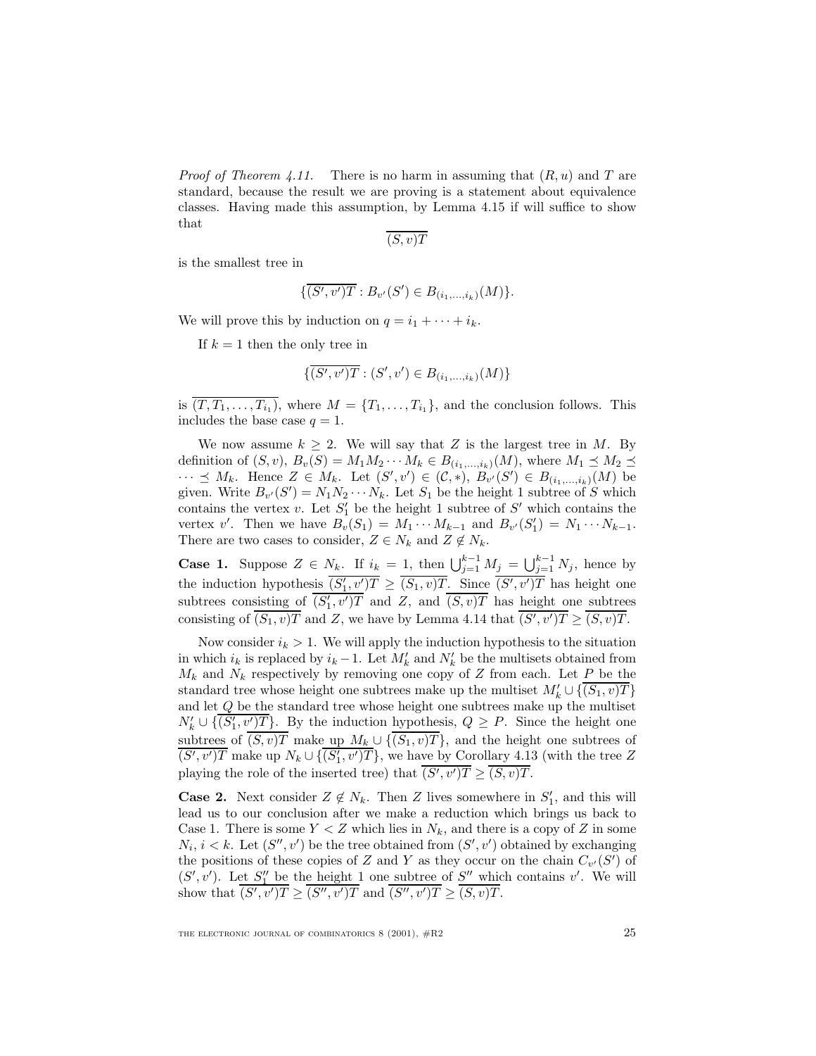*Proof of Theorem 4.11.* There is no harm in assuming that $(R, u)$ and $T$ are standard, because the result we are proving is a statement about equivalence classes. Having made this assumption, by Lemma 4.15 if will suffice to show that

$$\overline{(S, v)T}$$

is the smallest tree in

$$\{\overline{(S', v')T} : B_{v'}(S') \in B_{(i_1,\ldots,i_k)}(M)\}.$$

We will prove this by induction on $q = i_1 + \cdots + i_k$.

If $k = 1$ then the only tree in

$$\{\overline{(S', v')T} : (S', v') \in B_{(i_1,\ldots,i_k)}(M)\}$$

is $\overline{(T, T_1, \ldots, T_{i_1})}$, where $M = \{T_1, \ldots, T_{i_1}\}$, and the conclusion follows. This includes the base case $q = 1$.

We now assume $k \geq 2$. We will say that $Z$ is the largest tree in $M$. By definition of $(S, v)$, $B_v(S) = M_1 M_2 \cdots M_k \in B_{(i_1,\ldots,i_k)}(M)$, where $M_1 \preceq M_2 \preceq \cdots \preceq M_k$. Hence $Z \in M_k$. Let $(S', v') \in (\mathcal{C}, *)$, $B_{v'}(S') \in B_{(i_1,\ldots,i_k)}(M)$ be given. Write $B_{v'}(S') = N_1 N_2 \cdots N_k$. Let $S_1$ be the height 1 subtree of $S$ which contains the vertex $v$. Let $S'_1$ be the height 1 subtree of $S'$ which contains the vertex $v'$. Then we have $B_v(S_1) = M_1 \cdots M_{k-1}$ and $B_{v'}(S'_1) = N_1 \cdots N_{k-1}$. There are two cases to consider, $Z \in N_k$ and $Z \notin N_k$.

**Case 1.** Suppose $Z \in N_k$. If $i_k = 1$, then $\bigcup_{j=1}^{k-1} M_j = \bigcup_{j=1}^{k-1} N_j$, hence by the induction hypothesis $\overline{(S'_1, v')T} \geq \overline{(S_1, v)T}$. Since $\overline{(S', v')T}$ has height one subtrees consisting of $\overline{(S'_1, v')T}$ and $Z$, and $\overline{(S, v)T}$ has height one subtrees consisting of $\overline{(S_1, v)T}$ and $Z$, we have by Lemma 4.14 that $\overline{(S', v')T} \geq \overline{(S, v)T}$.

Now consider $i_k > 1$. We will apply the induction hypothesis to the situation in which $i_k$ is replaced by $i_k - 1$. Let $M'_k$ and $N'_k$ be the multisets obtained from $M_k$ and $N_k$ respectively by removing one copy of $Z$ from each. Let $P$ be the standard tree whose height one subtrees make up the multiset $M'_k \cup \{\overline{(S_1, v)T}\}$ and let $Q$ be the standard tree whose height one subtrees make up the multiset $N'_k \cup \{\overline{(S'_1, v')T}\}$. By the induction hypothesis, $Q \geq P$. Since the height one subtrees of $\overline{(S, v)T}$ make up $M_k \cup \{\overline{(S_1, v)T}\}$, and the height one subtrees of $\overline{(S', v')T}$ make up $N_k \cup \{\overline{(S'_1, v')T}\}$, we have by Corollary 4.13 (with the tree $Z$ playing the role of the inserted tree) that $\overline{(S', v')T} \geq \overline{(S, v)T}$.

**Case 2.** Next consider $Z \notin N_k$. Then $Z$ lives somewhere in $S'_1$, and this will lead us to our conclusion after we make a reduction which brings us back to Case 1. There is some $Y < Z$ which lies in $N_k$, and there is a copy of $Z$ in some $N_i$, $i < k$. Let $(S'', v')$ be the tree obtained from $(S', v')$ obtained by exchanging the positions of these copies of $Z$ and $Y$ as they occur on the chain $C_{v'}(S')$ of $(S', v')$. Let $S''_1$ be the height 1 one subtree of $S''$ which contains $v'$. We will show that $\overline{(S', v')T} \geq \overline{(S'', v')T}$ and $\overline{(S'', v')T} \geq \overline{(S, v)T}$.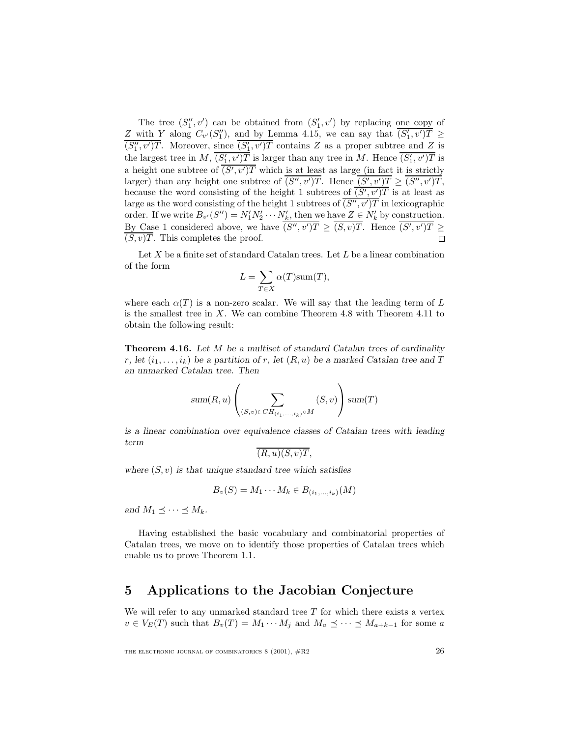The tree $(S_1'', v')$ can be obtained from $(S_1', v')$ by replacing one copy of $Z$ with $Y$ along $C_{v'}(S_1'')$, and by Lemma 4.15, we can say that $\overline{(S_1', v')T} \geq \overline{(S_1'', v')T}$. Moreover, since $\overline{(S_1', v')T}$ contains $Z$ as a proper subtree and $Z$ is the largest tree in $M$, $\overline{(S_1', v')T}$ is larger than any tree in $M$. Hence $\overline{(S_1', v')T}$ is a height one subtree of $\overline{(S', v')T}$ which is at least as large (in fact it is strictly larger) than any height one subtree of $\overline{(S'', v')T}$. Hence $\overline{(S', v')T} \geq \overline{(S'', v')T}$, because the word consisting of the height 1 subtrees of $\overline{(S', v')T}$ is at least as large as the word consisting of the height 1 subtrees of $\overline{(S'', v')T}$ in lexicographic order. If we write $B_{v'}(S'') = N_1' N_2' \cdots N_k'$, then we have $Z \in N_k'$ by construction. By Case 1 considered above, we have $\overline{(S'', v')T} \geq \overline{(S, v)T}$. Hence $\overline{(S', v')T} \geq \overline{(S, v)T}$. This completes the proof. □

Let $X$ be a finite set of standard Catalan trees. Let $L$ be a linear combination of the form

$$L = \sum_{T \in X} \alpha(T) \text{sum}(T),$$

where each $\alpha(T)$ is a non-zero scalar. We will say that the leading term of $L$ is the smallest tree in $X$. We can combine Theorem 4.8 with Theorem 4.11 to obtain the following result:

**Theorem 4.16.** *Let $M$ be a multiset of standard Catalan trees of cardinality $r$, let $(i_1, \ldots, i_k)$ be a partition of $r$, let $(R, u)$ be a marked Catalan tree and $T$ an unmarked Catalan tree. Then*

$$\text{sum}(R, u) \left( \sum_{(S,v) \in CH_{(i_1, \ldots, i_k)} \circ M} (S, v) \right) \text{sum}(T)$$

*is a linear combination over equivalence classes of Catalan trees with leading term*

$$\overline{(R, u)(S, v)T},$$

*where $(S, v)$ is that unique standard tree which satisfies*

$$B_v(S) = M_1 \cdots M_k \in B_{(i_1, \ldots, i_k)}(M)$$

*and $M_1 \preceq \cdots \preceq M_k$.*

Having established the basic vocabulary and combinatorial properties of Catalan trees, we move on to identify those properties of Catalan trees which enable us to prove Theorem 1.1.

# 5 Applications to the Jacobian Conjecture

We will refer to any unmarked standard tree $T$ for which there exists a vertex $v \in V_E(T)$ such that $B_v(T) = M_1 \cdots M_j$ and $M_a \preceq \cdots \preceq M_{a+k-1}$ for some $a$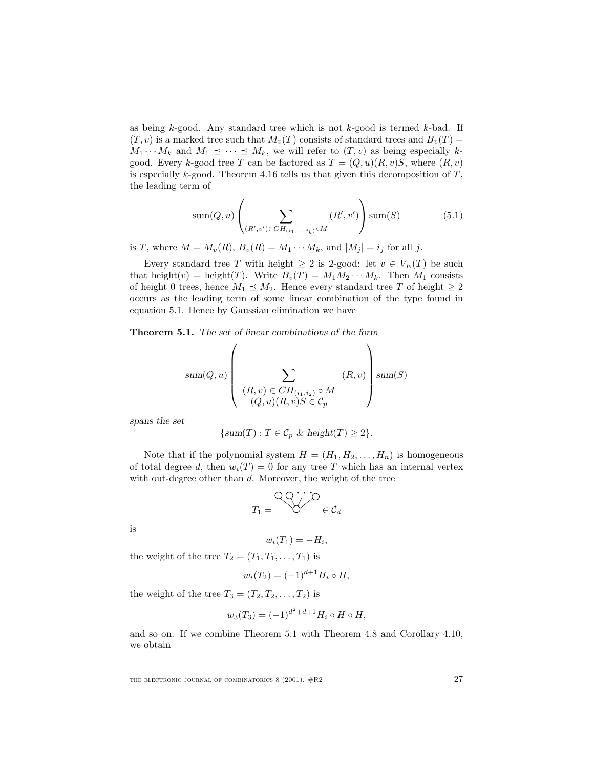as being $k$-good. Any standard tree which is not $k$-good is termed $k$-bad. If $(T, v)$ is a marked tree such that $M_v(T)$ consists of standard trees and $B_v(T) = M_1 \cdots M_k$ and $M_1 \preceq \cdots \preceq M_k$, we will refer to $(T, v)$ as being especially $k$-good. Every $k$-good tree $T$ can be factored as $T = (Q, u)(R, v)S$, where $(R, v)$ is especially $k$-good. Theorem 4.16 tells us that given this decomposition of $T$, the leading term of

$$\operatorname{sum}(Q, u) \left( \sum_{(R', v') \in CH_{(i_1, \ldots, i_k)} \circ M} (R', v') \right) \operatorname{sum}(S) \tag{5.1}$$

is $T$, where $M = M_v(R)$, $B_v(R) = M_1 \cdots M_k$, and $|M_j| = i_j$ for all $j$.

Every standard tree $T$ with height $\geq 2$ is 2-good: let $v \in V_E(T)$ be such that $\operatorname{height}(v) = \operatorname{height}(T)$. Write $B_v(T) = M_1 M_2 \cdots M_k$. Then $M_1$ consists of height 0 trees, hence $M_1 \preceq M_2$. Hence every standard tree $T$ of height $\geq 2$ occurs as the leading term of some linear combination of the type found in equation 5.1. Hence by Gaussian elimination we have

**Theorem 5.1.** *The set of linear combinations of the form*

$$\operatorname{sum}(Q, u) \left( \sum_{\substack{(R, v) \in CH_{(i_1, i_2)} \circ M \\ (Q, u)(R, v)S \in \mathcal{C}_p}} (R, v) \right) \operatorname{sum}(S)$$

*spans the set*

$$\{\operatorname{sum}(T) : T \in \mathcal{C}_p \ \&\ \operatorname{height}(T) \geq 2\}.$$

Note that if the polynomial system $H = (H_1, H_2, \ldots, H_n)$ is homogeneous of total degree $d$, then $w_i(T) = 0$ for any tree $T$ which has an internal vertex with out-degree other than $d$. Moreover, the weight of the tree

$T_1 =$ [tree: a root with $d$ leaf children] $\in \mathcal{C}_d$

is

$$w_i(T_1) = -H_i,$$

the weight of the tree $T_2 = (T_1, T_1, \ldots, T_1)$ is

$$w_i(T_2) = (-1)^{d+1} H_i \circ H,$$

the weight of the tree $T_3 = (T_2, T_2, \ldots, T_2)$ is

$$w_3(T_3) = (-1)^{d^2+d+1} H_i \circ H \circ H,$$

and so on. If we combine Theorem 5.1 with Theorem 4.8 and Corollary 4.10, we obtain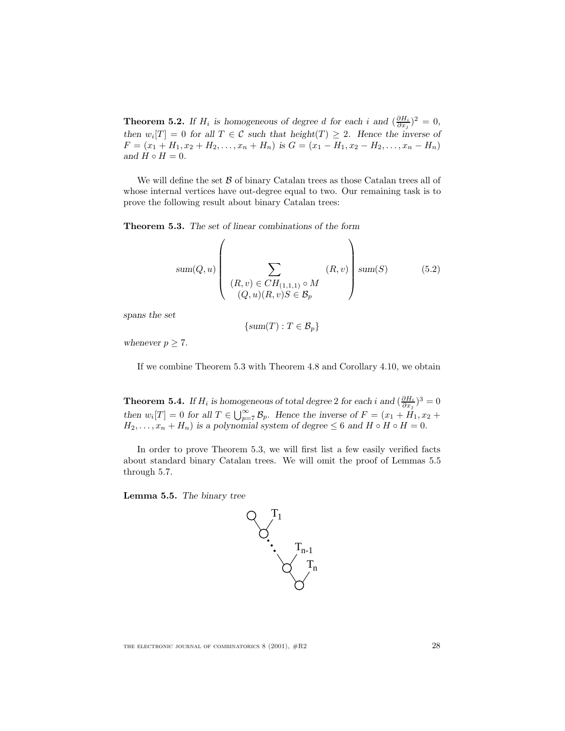**Theorem 5.2.** *If $H_i$ is homogeneous of degree $d$ for each $i$ and $(\frac{\partial H_i}{\partial x_j})^2 = 0$, then $w_i[T] = 0$ for all $T \in \mathcal{C}$ such that height$(T) \geq 2$. Hence the inverse of $F = (x_1 + H_1, x_2 + H_2, \ldots, x_n + H_n)$ is $G = (x_1 - H_1, x_2 - H_2, \ldots, x_n - H_n)$ and $H \circ H = 0$.*

We will define the set $\mathcal{B}$ of binary Catalan trees as those Catalan trees all of whose internal vertices have out-degree equal to two. Our remaining task is to prove the following result about binary Catalan trees:

**Theorem 5.3.** *The set of linear combinations of the form*

$$sum(Q,u)\left(\sum_{\substack{(R,v) \in CH_{(1,1,1)} \circ M \\ (Q,u)(R,v)S \in \mathcal{B}_p}} (R,v)\right) sum(S) \tag{5.2}$$

*spans the set*

$$\{sum(T) : T \in \mathcal{B}_p\}$$

*whenever $p \geq 7$.*

If we combine Theorem 5.3 with Theorem 4.8 and Corollary 4.10, we obtain

**Theorem 5.4.** *If $H_i$ is homogeneous of total degree 2 for each $i$ and $(\frac{\partial H_i}{\partial x_j})^3 = 0$ then $w_i[T] = 0$ for all $T \in \bigcup_{p=7}^{\infty} \mathcal{B}_p$. Hence the inverse of $F = (x_1 + H_1, x_2 + H_2, \ldots, x_n + H_n)$ is a polynomial system of degree $\leq 6$ and $H \circ H \circ H = 0$.*

In order to prove Theorem 5.3, we will first list a few easily verified facts about standard binary Catalan trees. We will omit the proof of Lemmas 5.5 through 5.7.

**Lemma 5.5.** *The binary tree*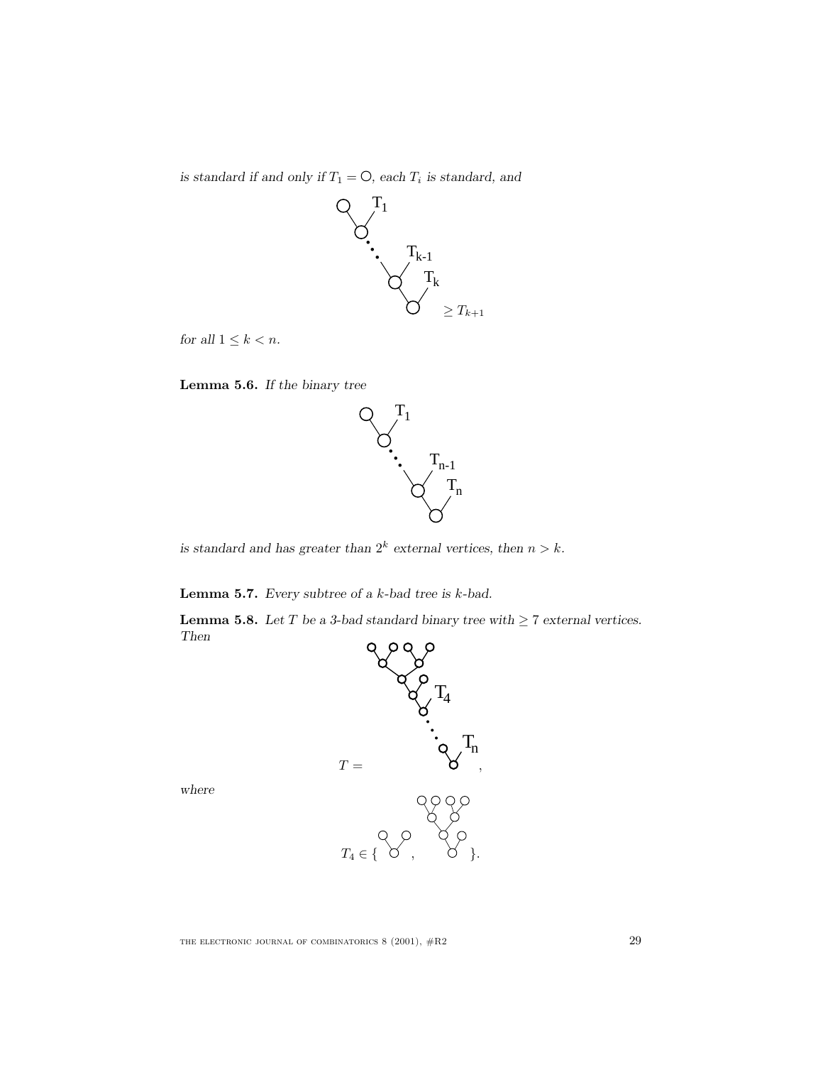*is standard if and only if $T_1 = \bigcirc$, each $T_i$ is standard, and*

$$\geq T_{k+1}$$

*for all $1 \leq k < n$.*

**Lemma 5.6.** *If the binary tree*

*is standard and has greater than $2^k$ external vertices, then $n > k$.*

**Lemma 5.7.** *Every subtree of a $k$-bad tree is $k$-bad.*

**Lemma 5.8.** *Let $T$ be a 3-bad standard binary tree with $\geq 7$ external vertices. Then*

$$T = \quad ,$$

*where*

$$T_4 \in \{ \quad , \quad \}.$$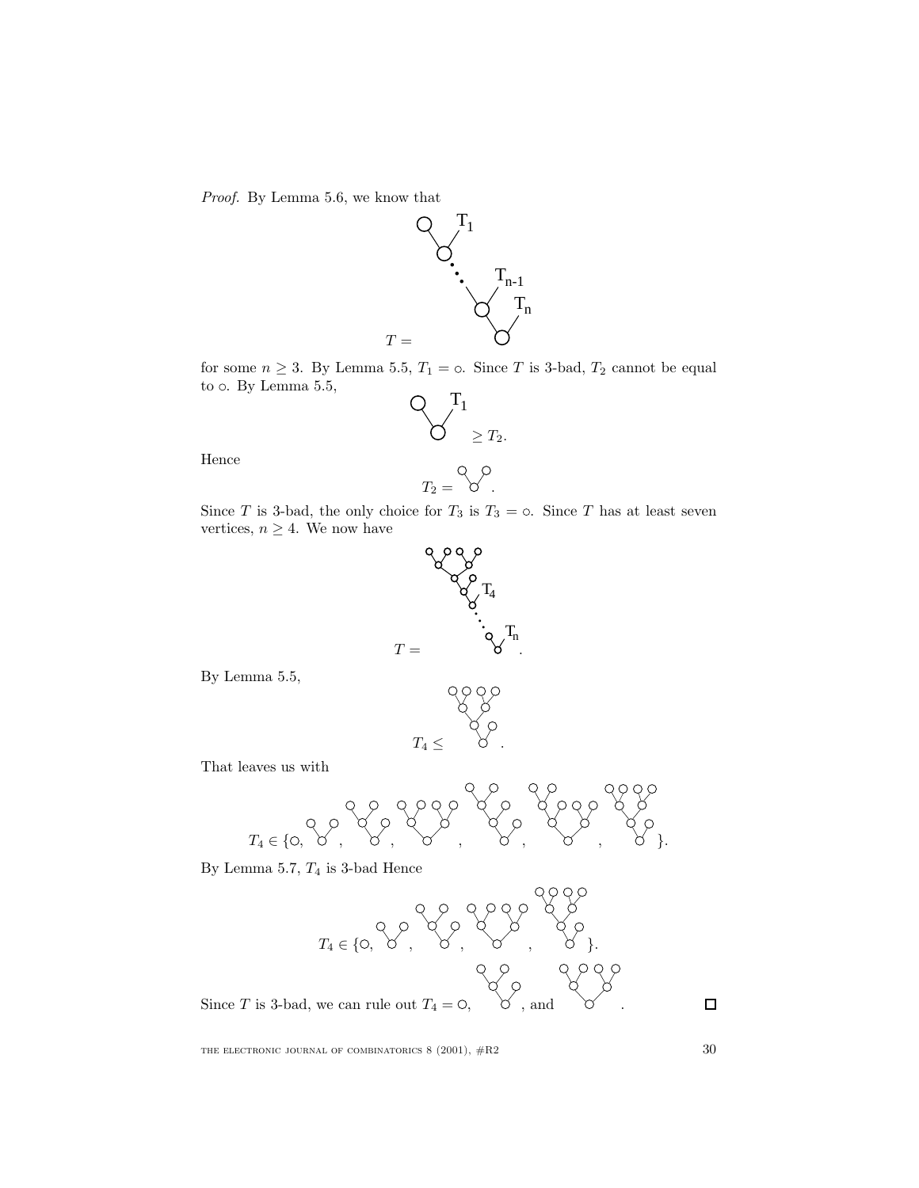*Proof.* By Lemma 5.6, we know that

$T =$ [tree diagram with $T_1, \ldots, T_{n-1}, T_n$]

for some $n \geq 3$. By Lemma 5.5, $T_1 = \circ$. Since $T$ is 3-bad, $T_2$ cannot be equal to $\circ$. By Lemma 5.5,

[tree diagram with $T_1$] $\geq T_2.$

Hence

$T_2 =$ [tree diagram].

Since $T$ is 3-bad, the only choice for $T_3$ is $T_3 = \circ$. Since $T$ has at least seven vertices, $n \geq 4$. We now have

$T =$ [tree diagram with $T_4, \ldots, T_n$].

By Lemma 5.5,

$T_4 \leq$ [tree diagram].

That leaves us with

$T_4 \in \{\circ,$ [tree diagrams] $\}.$

By Lemma 5.7, $T_4$ is 3-bad Hence

$T_4 \in \{\circ,$ [tree diagrams] $\}.$

Since $T$ is 3-bad, we can rule out $T_4 = \circ$, [tree diagram], and [tree diagram]. $\square$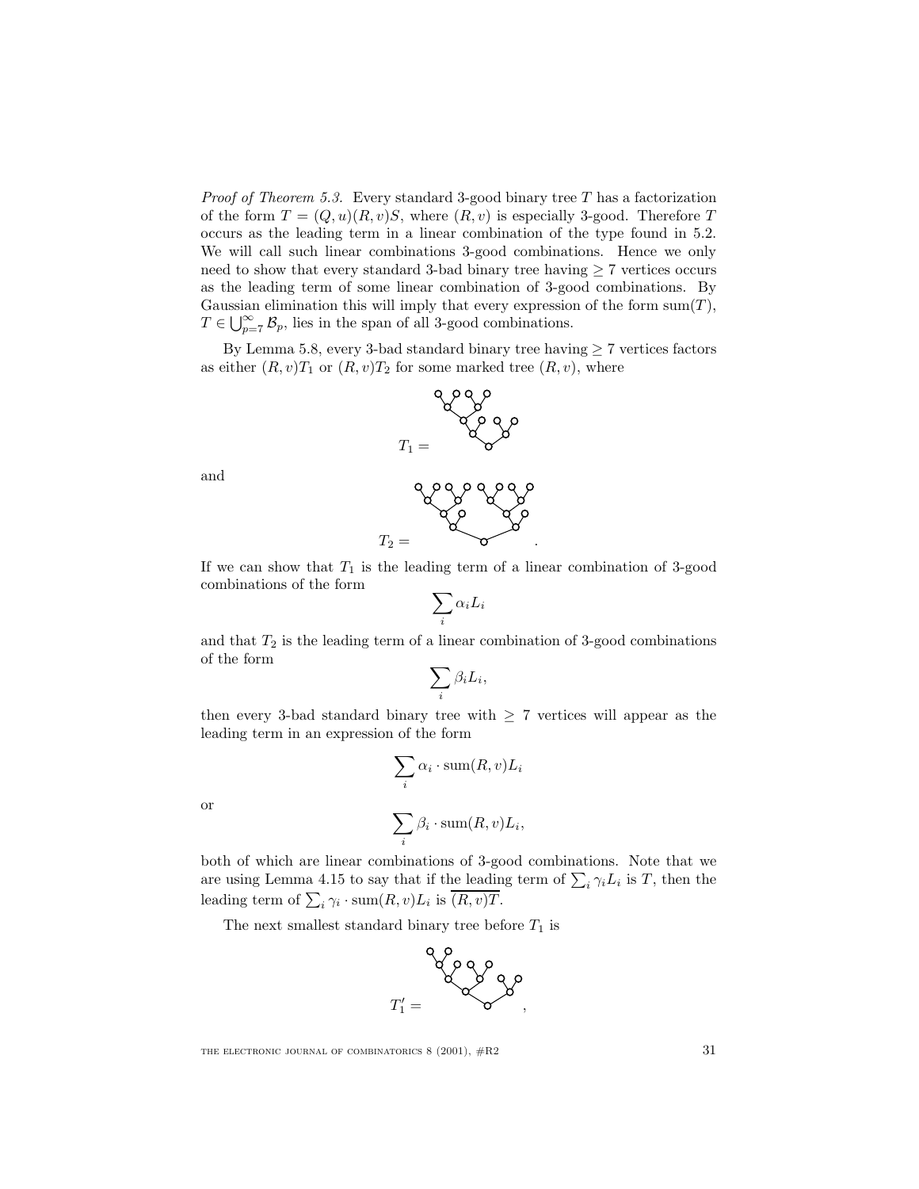*Proof of Theorem 5.3.* Every standard 3-good binary tree $T$ has a factorization of the form $T = (Q, u)(R, v)S$, where $(R, v)$ is especially 3-good. Therefore $T$ occurs as the leading term in a linear combination of the type found in 5.2. We will call such linear combinations 3-good combinations. Hence we only need to show that every standard 3-bad binary tree having $\geq 7$ vertices occurs as the leading term of some linear combination of 3-good combinations. By Gaussian elimination this will imply that every expression of the form $\mathrm{sum}(T)$, $T \in \bigcup_{p=7}^{\infty} \mathcal{B}_p$, lies in the span of all 3-good combinations.

By Lemma 5.8, every 3-bad standard binary tree having $\geq 7$ vertices factors as either $(R, v)T_1$ or $(R, v)T_2$ for some marked tree $(R, v)$, where

$T_1 =$

and

$T_2 =$ .

If we can show that $T_1$ is the leading term of a linear combination of 3-good combinations of the form

$$\sum_i \alpha_i L_i$$

and that $T_2$ is the leading term of a linear combination of 3-good combinations of the form

$$\sum_i \beta_i L_i,$$

then every 3-bad standard binary tree with $\geq 7$ vertices will appear as the leading term in an expression of the form

$$\sum_i \alpha_i \cdot \mathrm{sum}(R, v) L_i$$

or

$$\sum_i \beta_i \cdot \mathrm{sum}(R, v) L_i,$$

both of which are linear combinations of 3-good combinations. Note that we are using Lemma 4.15 to say that if the leading term of $\sum_i \gamma_i L_i$ is $T$, then the leading term of $\sum_i \gamma_i \cdot \mathrm{sum}(R, v) L_i$ is $\overline{(R, v)T}$.

The next smallest standard binary tree before $T_1$ is

$T_1' =$ ,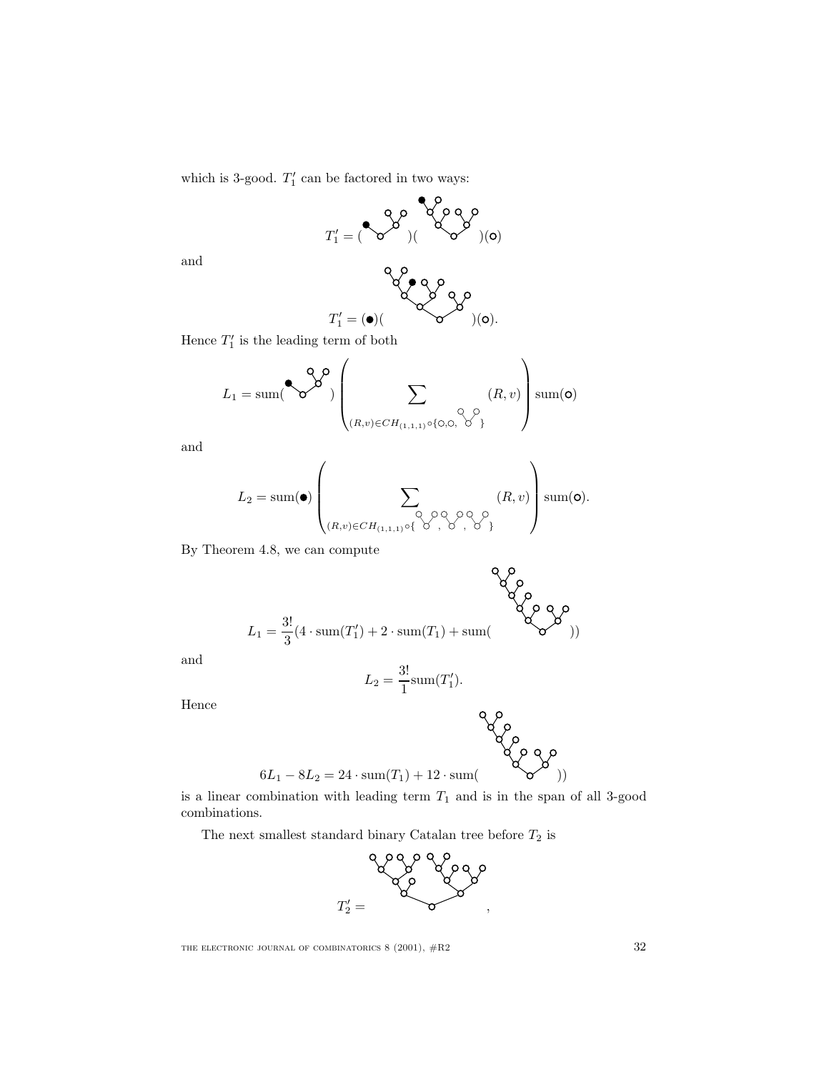which is 3-good. $T_1'$ can be factored in two ways:

$$T_1' = (\;\cdot\;)(\;\cdot\;)(\circ)$$

and

$$T_1' = (\bullet)(\;\cdot\;)(\circ).$$

Hence $T_1'$ is the leading term of both

$$L_1 = \mathrm{sum}(\;\cdot\;)\left(\sum_{(R,v)\in CH_{(1,1,1)}\circ\{\circ,\circ,\;\cdot\;\}} (R,v)\right)\mathrm{sum}(\circ)$$

and

$$L_2 = \mathrm{sum}(\bullet)\left(\sum_{(R,v)\in CH_{(1,1,1)}\circ\{\;\cdot\;,\;\cdot\;,\;\cdot\;\}} (R,v)\right)\mathrm{sum}(\circ).$$

By Theorem 4.8, we can compute

$$L_1 = \frac{3!}{3}(4\cdot \mathrm{sum}(T_1') + 2\cdot \mathrm{sum}(T_1) + \mathrm{sum}(\;\cdot\;))$$

and

$$L_2 = \frac{3!}{1}\mathrm{sum}(T_1').$$

Hence

$$6L_1 - 8L_2 = 24\cdot \mathrm{sum}(T_1) + 12\cdot \mathrm{sum}(\;\cdot\;))$$

is a linear combination with leading term $T_1$ and is in the span of all 3-good combinations.

The next smallest standard binary Catalan tree before $T_2$ is

$$T_2' = \qquad ,$$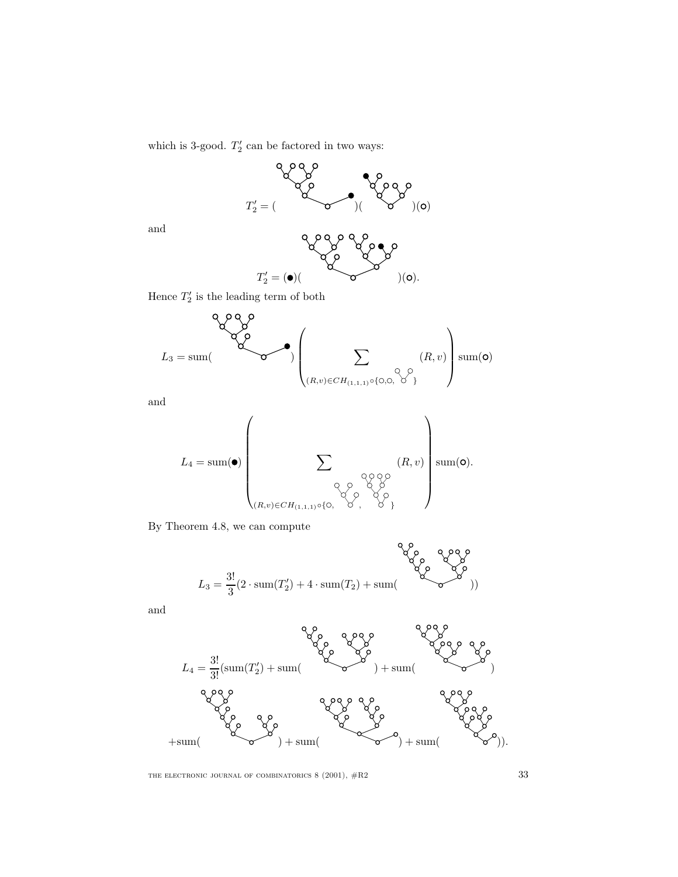which is 3-good. $T_2'$ can be factored in two ways:

$$T_2' = (\quad)(\quad)(\circ)$$

and

$$T_2' = (\bullet)(\quad)(\circ).$$

Hence $T_2'$ is the leading term of both

$$L_3 = \mathrm{sum}(\quad)\left(\sum_{(R,v)\in CH_{(1,1,1)}\circ\{\circ,\circ,\quad\}} (R,v)\right)\mathrm{sum}(\circ)$$

and

$$L_4 = \mathrm{sum}(\bullet)\left(\sum_{(R,v)\in CH_{(1,1,1)}\circ\{\circ,\quad,\quad\}} (R,v)\right)\mathrm{sum}(\circ).$$

By Theorem 4.8, we can compute

$$L_3 = \frac{3!}{3}(2\cdot \mathrm{sum}(T_2') + 4\cdot \mathrm{sum}(T_2) + \mathrm{sum}(\quad))$$

and

$$L_4 = \frac{3!}{3!}(\mathrm{sum}(T_2') + \mathrm{sum}(\quad) + \mathrm{sum}(\quad)$$

$$+\mathrm{sum}(\quad) + \mathrm{sum}(\quad) + \mathrm{sum}(\quad)).$$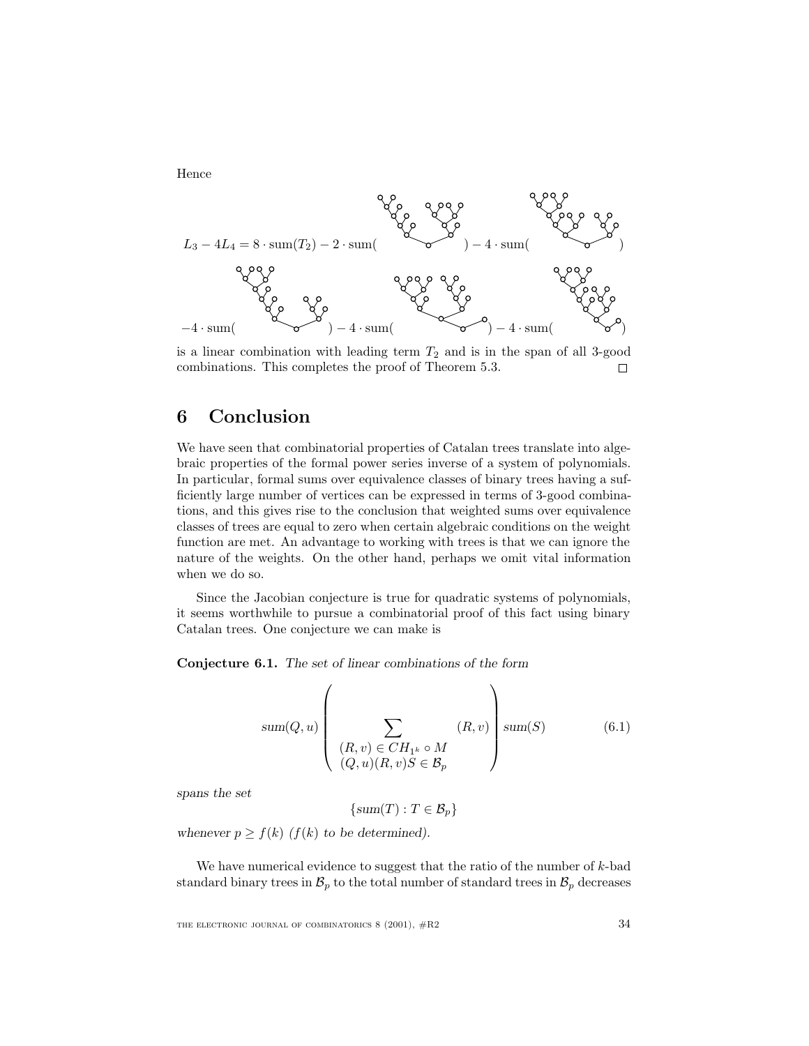Hence

$$L_3 - 4L_4 = 8 \cdot \text{sum}(T_2) - 2 \cdot \text{sum}(\quad) - 4 \cdot \text{sum}(\quad)$$

$$-4 \cdot \text{sum}(\quad) - 4 \cdot \text{sum}(\quad) - 4 \cdot \text{sum}(\quad)$$

is a linear combination with leading term $T_2$ and is in the span of all 3-good combinations. This completes the proof of Theorem 5.3. □

# 6 Conclusion

We have seen that combinatorial properties of Catalan trees translate into algebraic properties of the formal power series inverse of a system of polynomials. In particular, formal sums over equivalence classes of binary trees having a sufficiently large number of vertices can be expressed in terms of 3-good combinations, and this gives rise to the conclusion that weighted sums over equivalence classes of trees are equal to zero when certain algebraic conditions on the weight function are met. An advantage to working with trees is that we can ignore the nature of the weights. On the other hand, perhaps we omit vital information when we do so.

Since the Jacobian conjecture is true for quadratic systems of polynomials, it seems worthwhile to pursue a combinatorial proof of this fact using binary Catalan trees. One conjecture we can make is

**Conjecture 6.1.** *The set of linear combinations of the form*

$$\mathit{sum}(Q, u) \left( \sum_{\substack{(R, v) \in CH_{1^k} \circ M \\ (Q, u)(R, v)S \in \mathcal{B}_p}} (R, v) \right) \mathit{sum}(S) \tag{6.1}$$

*spans the set*

$$\{\mathit{sum}(T) : T \in \mathcal{B}_p\}$$

*whenever $p \geq f(k)$ ($f(k)$ to be determined).*

We have numerical evidence to suggest that the ratio of the number of $k$-bad standard binary trees in $\mathcal{B}_p$ to the total number of standard trees in $\mathcal{B}_p$ decreases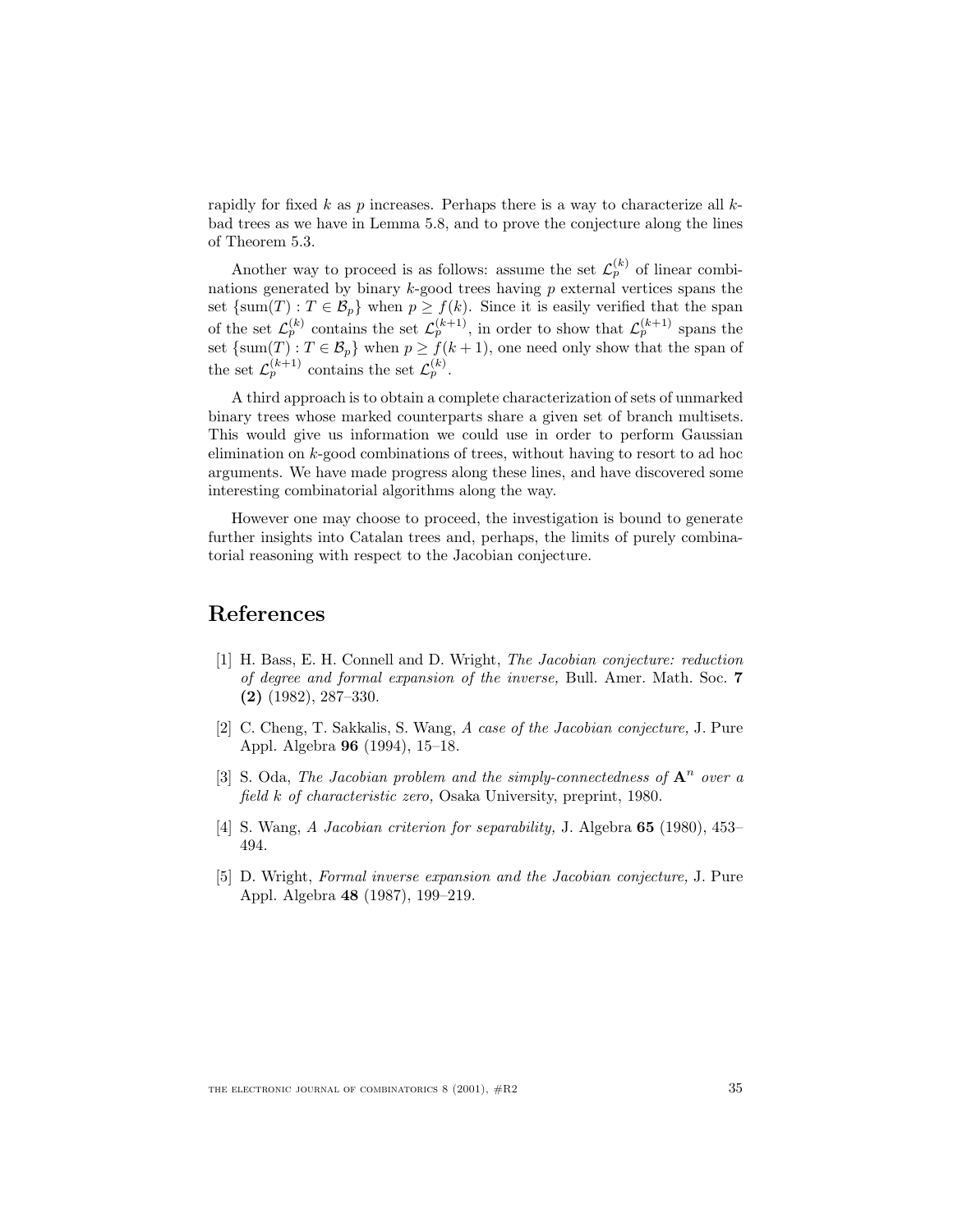rapidly for fixed $k$ as $p$ increases. Perhaps there is a way to characterize all $k$-bad trees as we have in Lemma 5.8, and to prove the conjecture along the lines of Theorem 5.3.

Another way to proceed is as follows: assume the set $\mathcal{L}_p^{(k)}$ of linear combinations generated by binary $k$-good trees having $p$ external vertices spans the set $\{\text{sum}(T) : T \in \mathcal{B}_p\}$ when $p \geq f(k)$. Since it is easily verified that the span of the set $\mathcal{L}_p^{(k)}$ contains the set $\mathcal{L}_p^{(k+1)}$, in order to show that $\mathcal{L}_p^{(k+1)}$ spans the set $\{\text{sum}(T) : T \in \mathcal{B}_p\}$ when $p \geq f(k+1)$, one need only show that the span of the set $\mathcal{L}_p^{(k+1)}$ contains the set $\mathcal{L}_p^{(k)}$.

A third approach is to obtain a complete characterization of sets of unmarked binary trees whose marked counterparts share a given set of branch multisets. This would give us information we could use in order to perform Gaussian elimination on $k$-good combinations of trees, without having to resort to ad hoc arguments. We have made progress along these lines, and have discovered some interesting combinatorial algorithms along the way.

However one may choose to proceed, the investigation is bound to generate further insights into Catalan trees and, perhaps, the limits of purely combinatorial reasoning with respect to the Jacobian conjecture.

## References

[1] H. Bass, E. H. Connell and D. Wright, *The Jacobian conjecture: reduction of degree and formal expansion of the inverse,* Bull. Amer. Math. Soc. **7 (2)** (1982), 287–330.

[2] C. Cheng, T. Sakkalis, S. Wang, *A case of the Jacobian conjecture,* J. Pure Appl. Algebra **96** (1994), 15–18.

[3] S. Oda, *The Jacobian problem and the simply-connectedness of* $\mathbf{A}^n$ *over a field* $k$ *of characteristic zero,* Osaka University, preprint, 1980.

[4] S. Wang, *A Jacobian criterion for separability,* J. Algebra **65** (1980), 453–494.

[5] D. Wright, *Formal inverse expansion and the Jacobian conjecture,* J. Pure Appl. Algebra **48** (1987), 199–219.